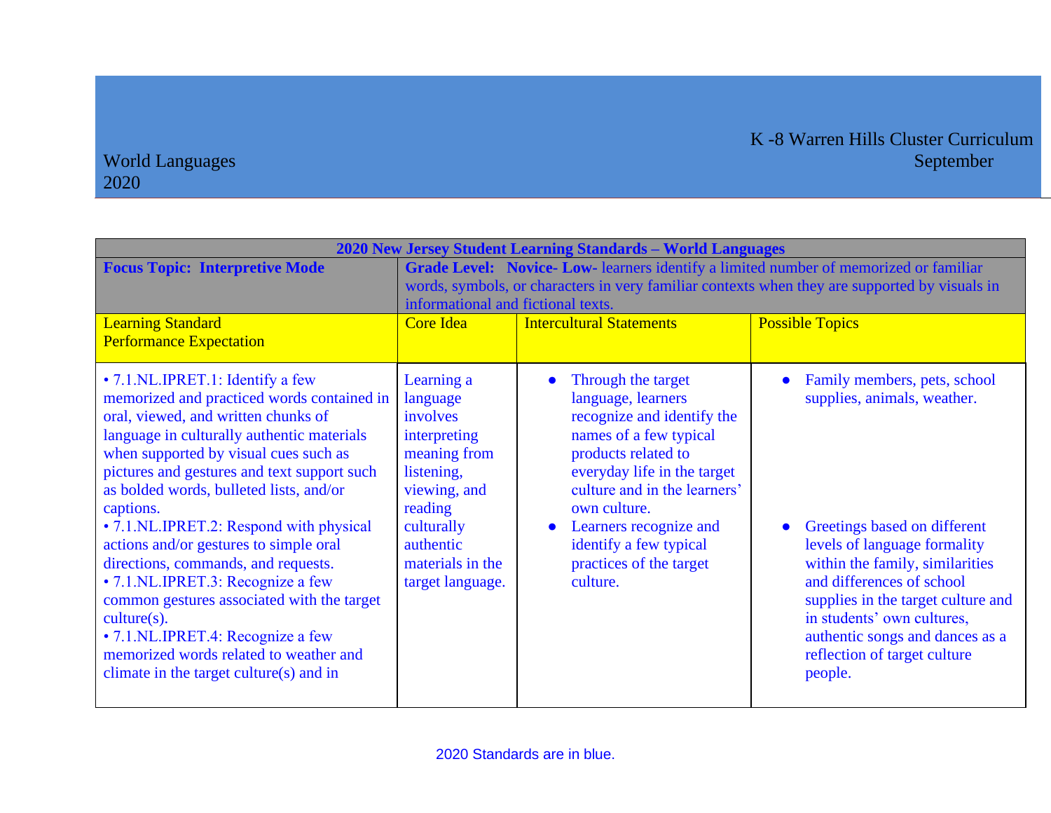World Languages
2020

K -8 Warren Hills Cluster Curriculum
September

| **2020 New Jersey Student Learning Standards – World Languages** | | | |
|---|---|---|---|
| **Focus Topic: Interpretive Mode** | **Grade Level: Novice- Low-** learners identify a limited number of memorized or familiar words, symbols, or characters in very familiar contexts when they are supported by visuals in informational and fictional texts. | | |
| Learning Standard<br>Performance Expectation | Core Idea | Intercultural Statements | Possible Topics |
| • 7.1.NL.IPRET.1: Identify a few memorized and practiced words contained in oral, viewed, and written chunks of language in culturally authentic materials when supported by visual cues such as pictures and gestures and text support such as bolded words, bulleted lists, and/or captions.<br>• 7.1.NL.IPRET.2: Respond with physical actions and/or gestures to simple oral directions, commands, and requests.<br>• 7.1.NL.IPRET.3: Recognize a few common gestures associated with the target culture(s).<br>• 7.1.NL.IPRET.4: Recognize a few memorized words related to weather and climate in the target culture(s) and in | Learning a language involves interpreting meaning from listening, viewing, and reading culturally authentic materials in the target language. | • Through the target language, learners recognize and identify the names of a few typical products related to everyday life in the target culture and in the learners' own culture.<br>• Learners recognize and identify a few typical practices of the target culture. | • Family members, pets, school supplies, animals, weather.<br>• Greetings based on different levels of language formality within the family, similarities and differences of school supplies in the target culture and in students' own cultures, authentic songs and dances as a reflection of target culture people. |

2020 Standards are in blue.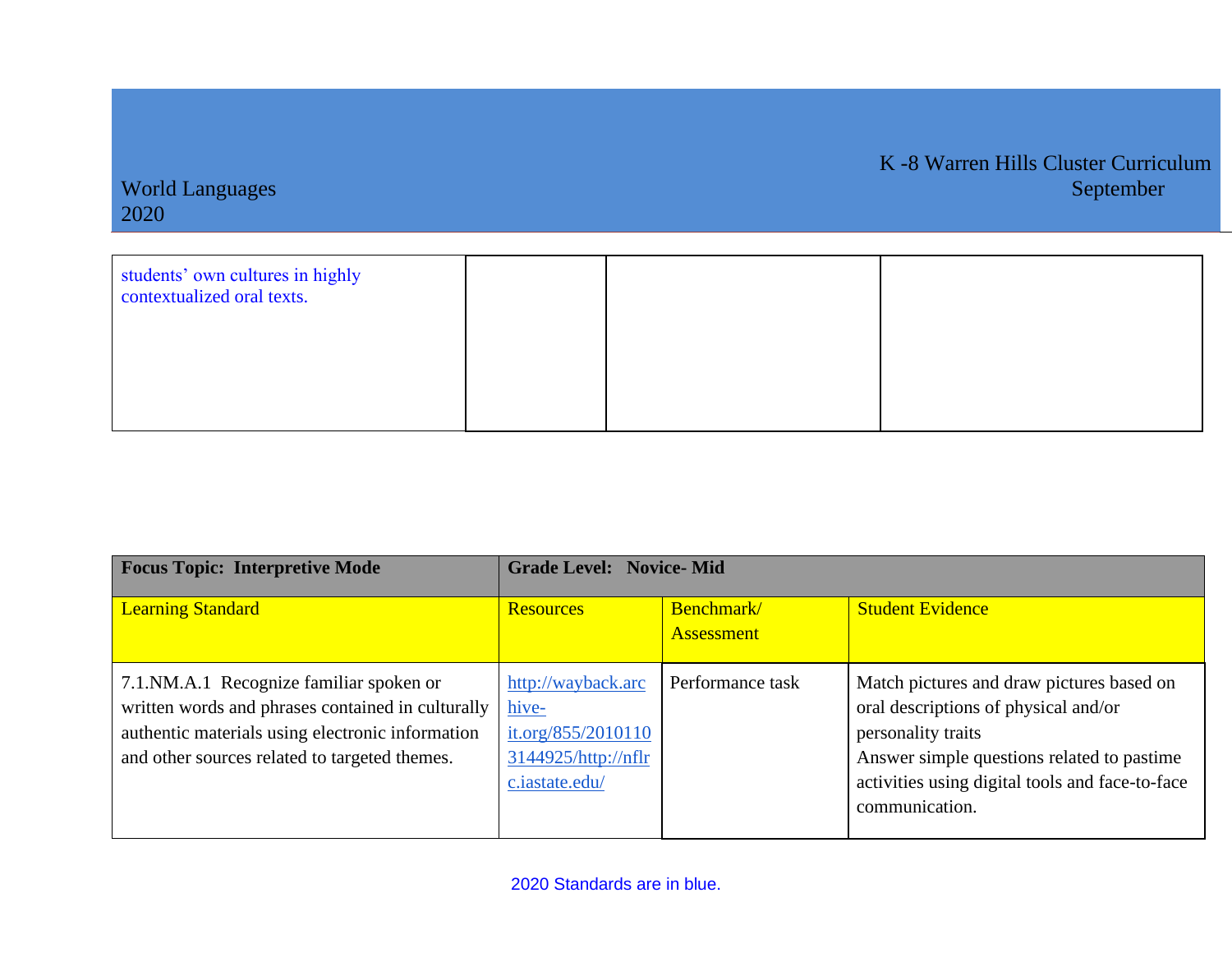| students' own cultures in highly contextualized oral texts. | | | |
|---|---|---|---|

| Focus Topic: Interpretive Mode | Grade Level: Novice- Mid | | |
|---|---|---|---|
| Learning Standard | Resources | Benchmark/ Assessment | Student Evidence |
| 7.1.NM.A.1 Recognize familiar spoken or written words and phrases contained in culturally authentic materials using electronic information and other sources related to targeted themes. | http://wayback.archive-it.org/855/20101103144925/http://nflrc.iastate.edu/ | Performance task | Match pictures and draw pictures based on oral descriptions of physical and/or personality traits<br>Answer simple questions related to pastime activities using digital tools and face-to-face communication. |

2020 Standards are in blue.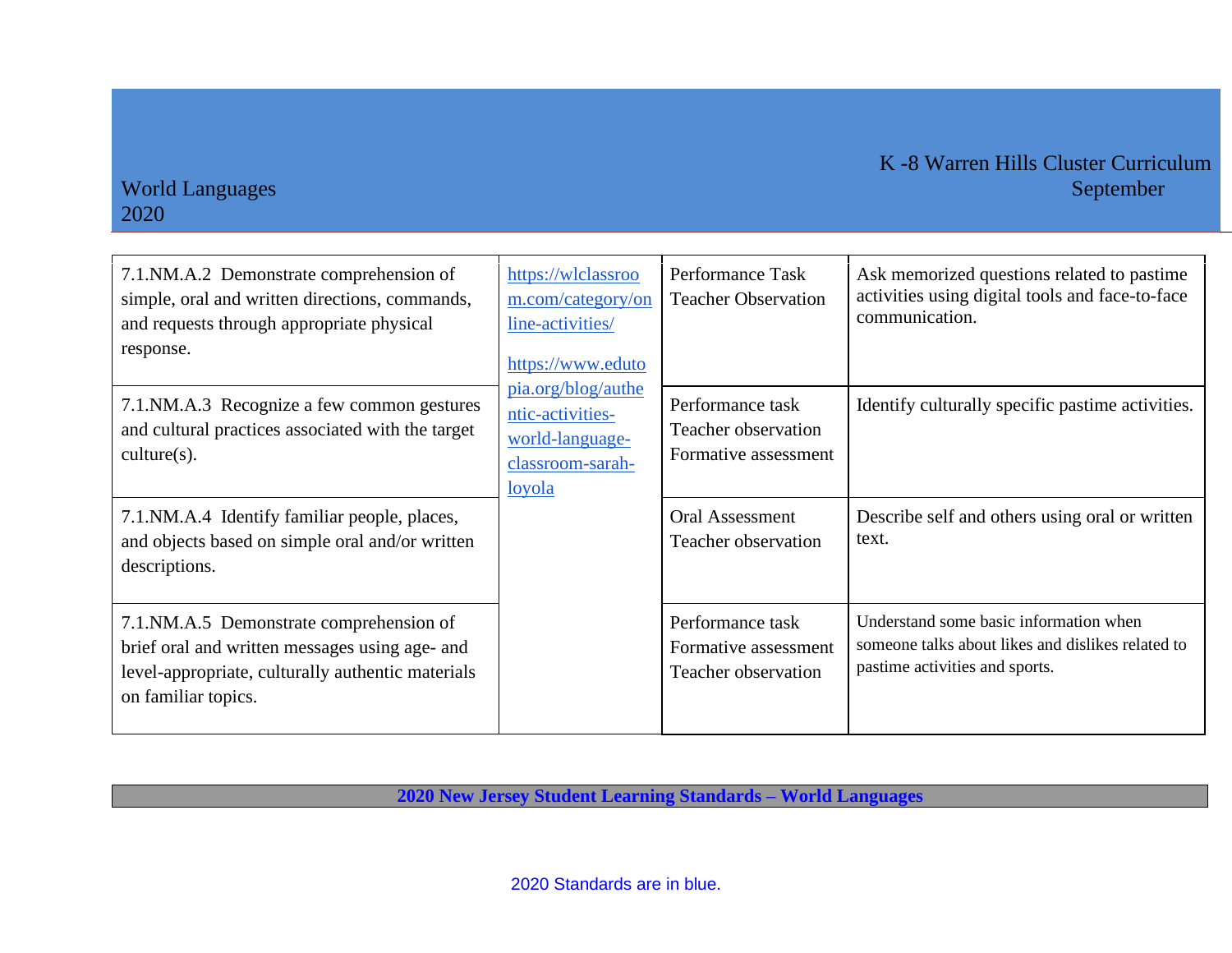| | | | |
|---|---|---|---|
| 7.1.NM.A.2 Demonstrate comprehension of simple, oral and written directions, commands, and requests through appropriate physical response. | https://wlclassroom.com/category/online-activities/ <br> https://www.edutopia.org/blog/authentic-activities-world-language-classroom-sarah-loyola | Performance Task <br> Teacher Observation | Ask memorized questions related to pastime activities using digital tools and face-to-face communication. |
| 7.1.NM.A.3 Recognize a few common gestures and cultural practices associated with the target culture(s). | | Performance task <br> Teacher observation <br> Formative assessment | Identify culturally specific pastime activities. |
| 7.1.NM.A.4 Identify familiar people, places, and objects based on simple oral and/or written descriptions. | | Oral Assessment <br> Teacher observation | Describe self and others using oral or written text. |
| 7.1.NM.A.5 Demonstrate comprehension of brief oral and written messages using age- and level-appropriate, culturally authentic materials on familiar topics. | | Performance task <br> Formative assessment <br> Teacher observation | Understand some basic information when someone talks about likes and dislikes related to pastime activities and sports. |

**2020 New Jersey Student Learning Standards – World Languages**

2020 Standards are in blue.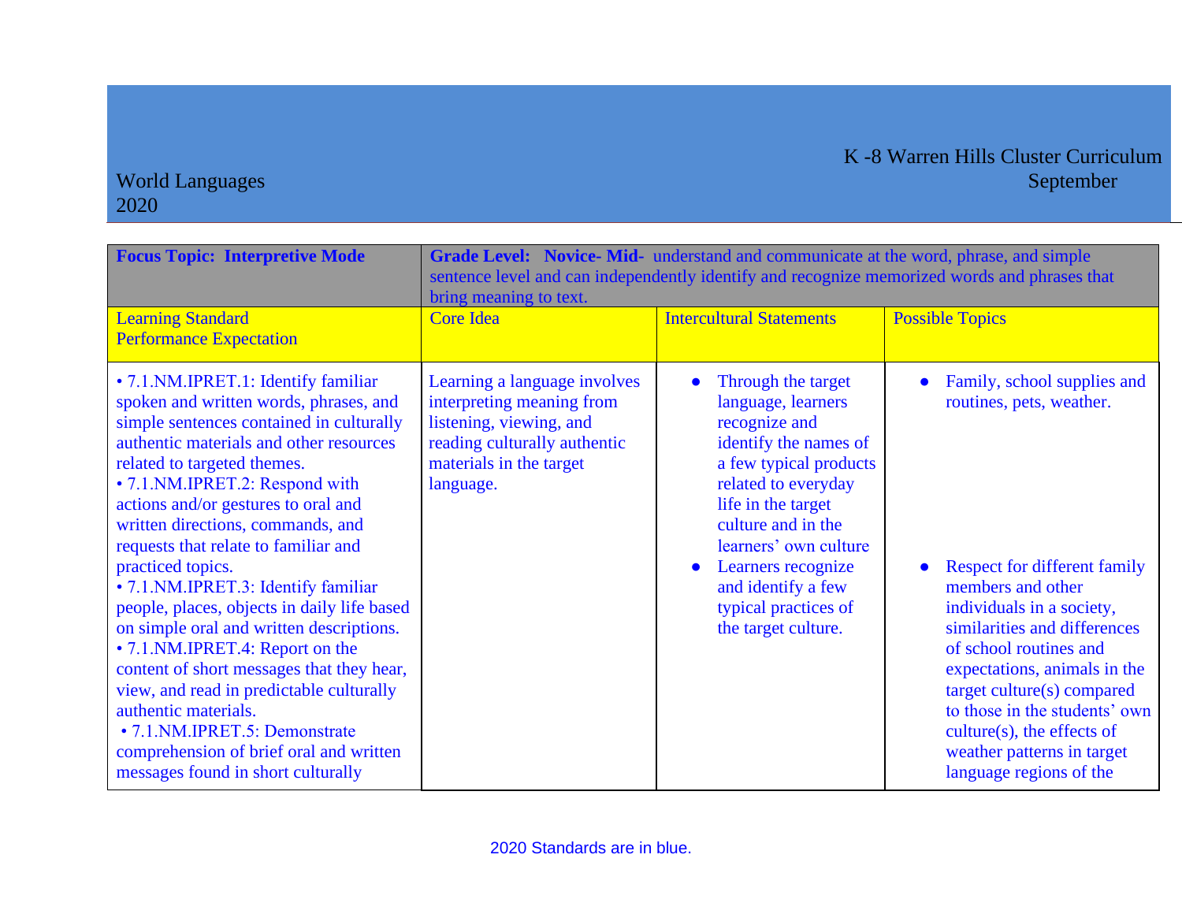| **Focus Topic: Interpretive Mode** | **Grade Level: Novice- Mid-** understand and communicate at the word, phrase, and simple sentence level and can independently identify and recognize memorized words and phrases that bring meaning to text. | | |
|---|---|---|---|
| Learning Standard<br>Performance Expectation | Core Idea | Intercultural Statements | Possible Topics |
| • 7.1.NM.IPRET.1: Identify familiar spoken and written words, phrases, and simple sentences contained in culturally authentic materials and other resources related to targeted themes.<br>• 7.1.NM.IPRET.2: Respond with actions and/or gestures to oral and written directions, commands, and requests that relate to familiar and practiced topics.<br>• 7.1.NM.IPRET.3: Identify familiar people, places, objects in daily life based on simple oral and written descriptions.<br>• 7.1.NM.IPRET.4: Report on the content of short messages that they hear, view, and read in predictable culturally authentic materials.<br>• 7.1.NM.IPRET.5: Demonstrate comprehension of brief oral and written messages found in short culturally | Learning a language involves interpreting meaning from listening, viewing, and reading culturally authentic materials in the target language. | • Through the target language, learners recognize and identify the names of a few typical products related to everyday life in the target culture and in the learners' own culture<br>• Learners recognize and identify a few typical practices of the target culture. | • Family, school supplies and routines, pets, weather.<br><br>• Respect for different family members and other individuals in a society, similarities and differences of school routines and expectations, animals in the target culture(s) compared to those in the students' own culture(s), the effects of weather patterns in target language regions of the |

2020 Standards are in blue.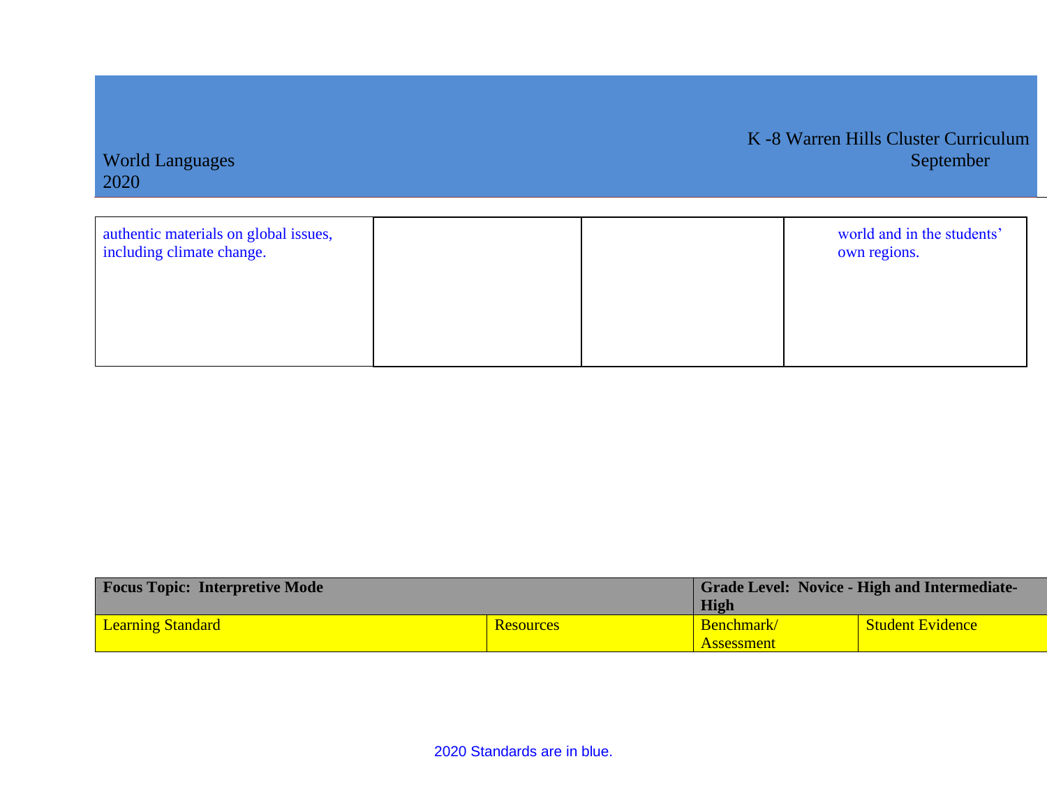| | | | |
|---|---|---|---|
| authentic materials on global issues, including climate change. | | | world and in the students' own regions. |

| **Focus Topic: Interpretive Mode** | | **Grade Level: Novice - High and Intermediate-High** | |
|---|---|---|---|
| Learning Standard | Resources | Benchmark/ Assessment | Student Evidence |

2020 Standards are in blue.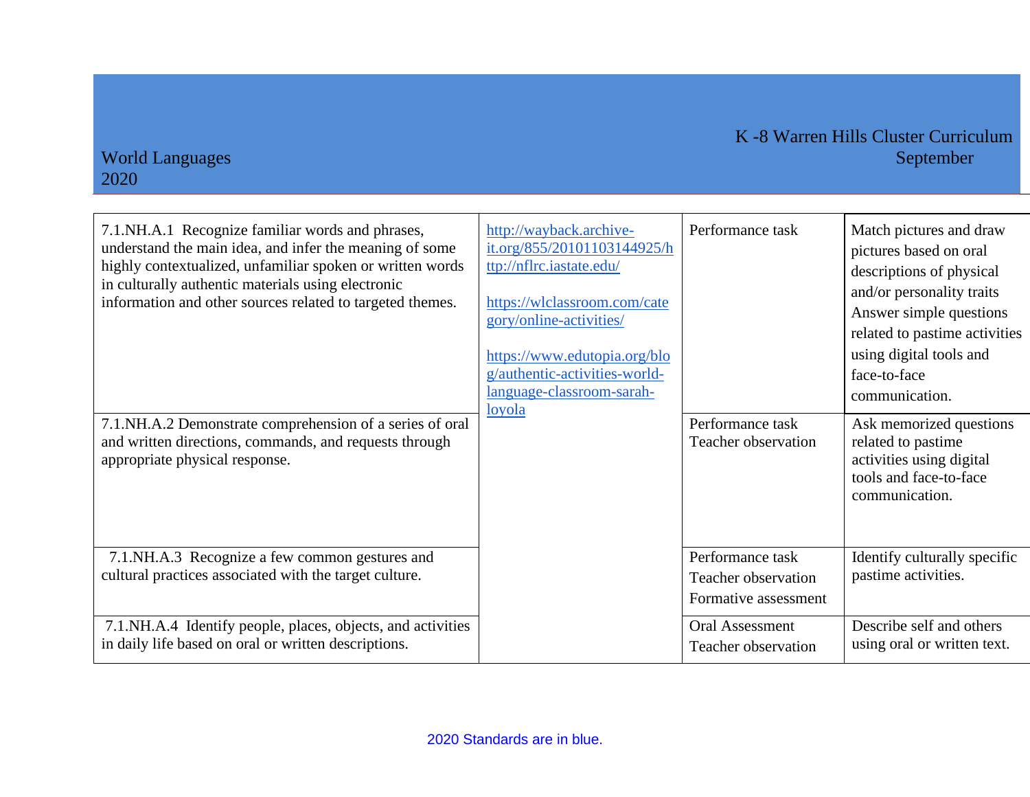World Languages 2020

K -8 Warren Hills Cluster Curriculum September

| | | | |
|---|---|---|---|
| 7.1.NH.A.1 Recognize familiar words and phrases, understand the main idea, and infer the meaning of some highly contextualized, unfamiliar spoken or written words in culturally authentic materials using electronic information and other sources related to targeted themes. | http://wayback.archive-it.org/855/20101103144925/http://nflrc.iastate.edu/ <br><br> https://wlclassroom.com/category/online-activities/ <br><br> https://www.edutopia.org/blog/authentic-activities-world-language-classroom-sarah-loyola | Performance task | Match pictures and draw pictures based on oral descriptions of physical and/or personality traits Answer simple questions related to pastime activities using digital tools and face-to-face communication. |
| 7.1.NH.A.2 Demonstrate comprehension of a series of oral and written directions, commands, and requests through appropriate physical response. | | Performance task Teacher observation | Ask memorized questions related to pastime activities using digital tools and face-to-face communication. |
| 7.1.NH.A.3 Recognize a few common gestures and cultural practices associated with the target culture. | | Performance task Teacher observation Formative assessment | Identify culturally specific pastime activities. |
| 7.1.NH.A.4 Identify people, places, objects, and activities in daily life based on oral or written descriptions. | | Oral Assessment Teacher observation | Describe self and others using oral or written text. |

2020 Standards are in blue.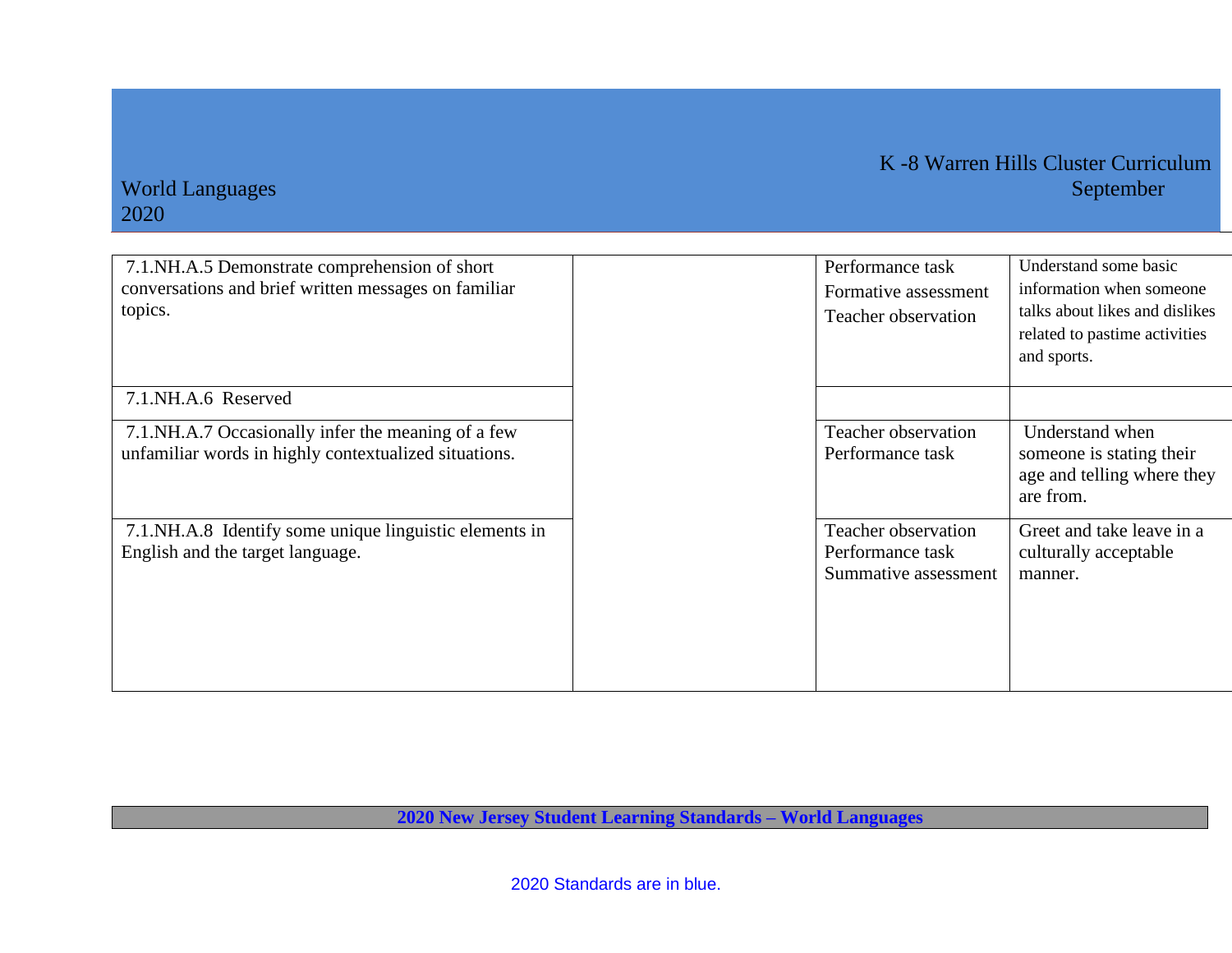| | | | |
|---|---|---|---|
| 7.1.NH.A.5 Demonstrate comprehension of short conversations and brief written messages on familiar topics. | | Performance task<br>Formative assessment<br>Teacher observation | Understand some basic information when someone talks about likes and dislikes related to pastime activities and sports. |
| 7.1.NH.A.6 Reserved | | | |
| 7.1.NH.A.7 Occasionally infer the meaning of a few unfamiliar words in highly contextualized situations. | | Teacher observation<br>Performance task | Understand when someone is stating their age and telling where they are from. |
| 7.1.NH.A.8 Identify some unique linguistic elements in English and the target language. | | Teacher observation<br>Performance task<br>Summative assessment | Greet and take leave in a culturally acceptable manner. |

**2020 New Jersey Student Learning Standards – World Languages**

2020 Standards are in blue.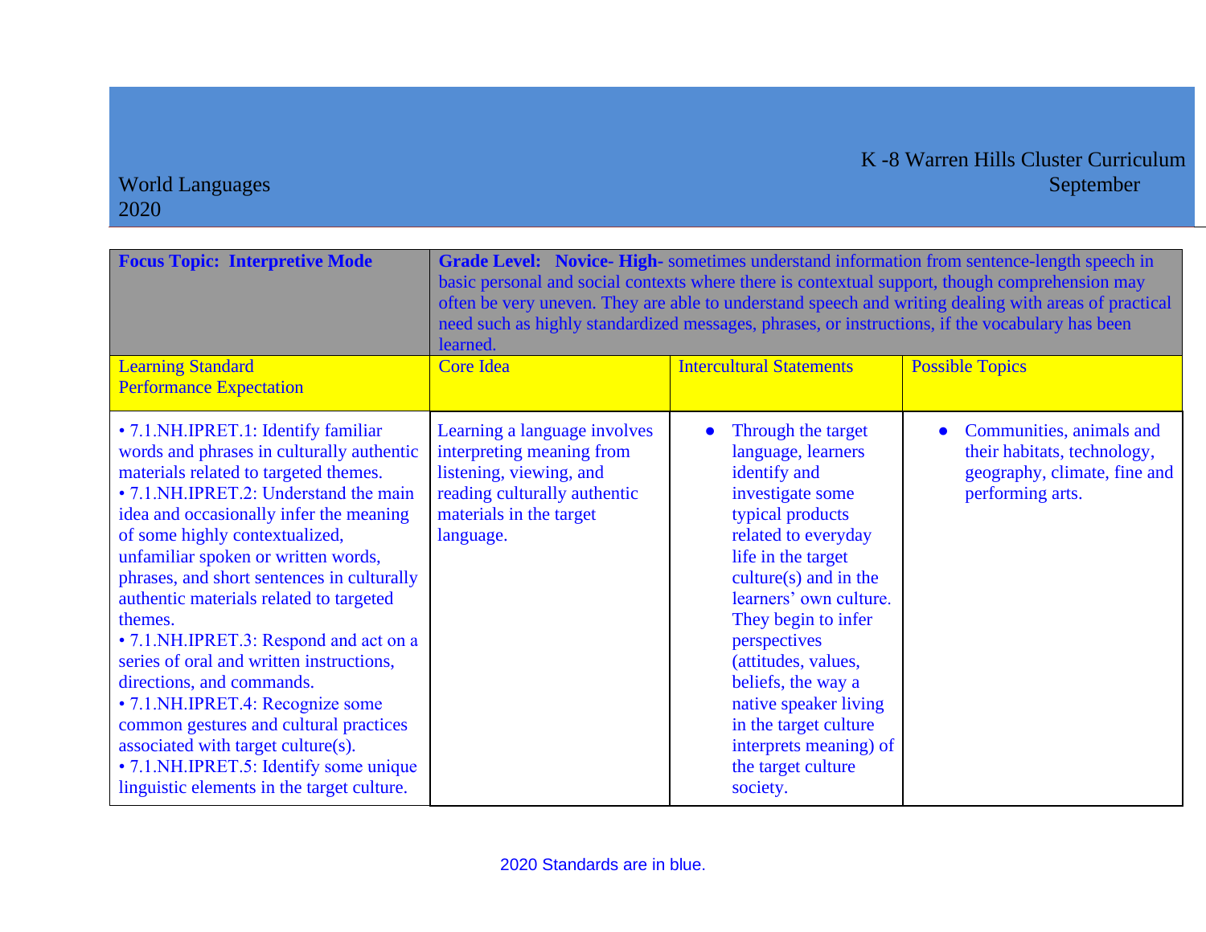| **Focus Topic: Interpretive Mode** | **Grade Level: Novice- High-** sometimes understand information from sentence-length speech in basic personal and social contexts where there is contextual support, though comprehension may often be very uneven. They are able to understand speech and writing dealing with areas of practical need such as highly standardized messages, phrases, or instructions, if the vocabulary has been learned. | | |
|---|---|---|---|
| Learning Standard<br>Performance Expectation | Core Idea | Intercultural Statements | Possible Topics |
| • 7.1.NH.IPRET.1: Identify familiar words and phrases in culturally authentic materials related to targeted themes.<br>• 7.1.NH.IPRET.2: Understand the main idea and occasionally infer the meaning of some highly contextualized, unfamiliar spoken or written words, phrases, and short sentences in culturally authentic materials related to targeted themes.<br>• 7.1.NH.IPRET.3: Respond and act on a series of oral and written instructions, directions, and commands.<br>• 7.1.NH.IPRET.4: Recognize some common gestures and cultural practices associated with target culture(s).<br>• 7.1.NH.IPRET.5: Identify some unique linguistic elements in the target culture. | Learning a language involves interpreting meaning from listening, viewing, and reading culturally authentic materials in the target language. | • Through the target language, learners identify and investigate some typical products related to everyday life in the target culture(s) and in the learners' own culture. They begin to infer perspectives (attitudes, values, beliefs, the way a native speaker living in the target culture interprets meaning) of the target culture society. | • Communities, animals and their habitats, technology, geography, climate, fine and performing arts. |

2020 Standards are in blue.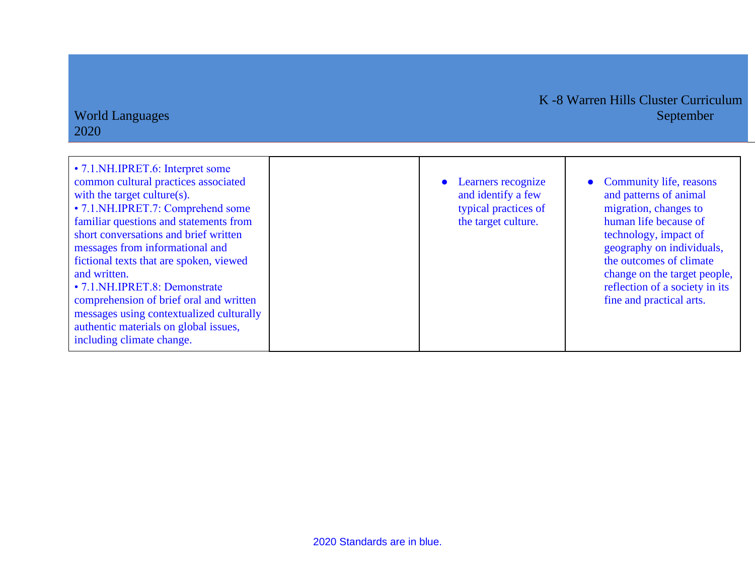| | | | |
|---|---|---|---|
| • 7.1.NH.IPRET.6: Interpret some common cultural practices associated with the target culture(s).<br>• 7.1.NH.IPRET.7: Comprehend some familiar questions and statements from short conversations and brief written messages from informational and fictional texts that are spoken, viewed and written.<br>• 7.1.NH.IPRET.8: Demonstrate comprehension of brief oral and written messages using contextualized culturally authentic materials on global issues, including climate change. | | • Learners recognize and identify a few typical practices of the target culture. | • Community life, reasons and patterns of animal migration, changes to human life because of technology, impact of geography on individuals, the outcomes of climate change on the target people, reflection of a society in its fine and practical arts. |

2020 Standards are in blue.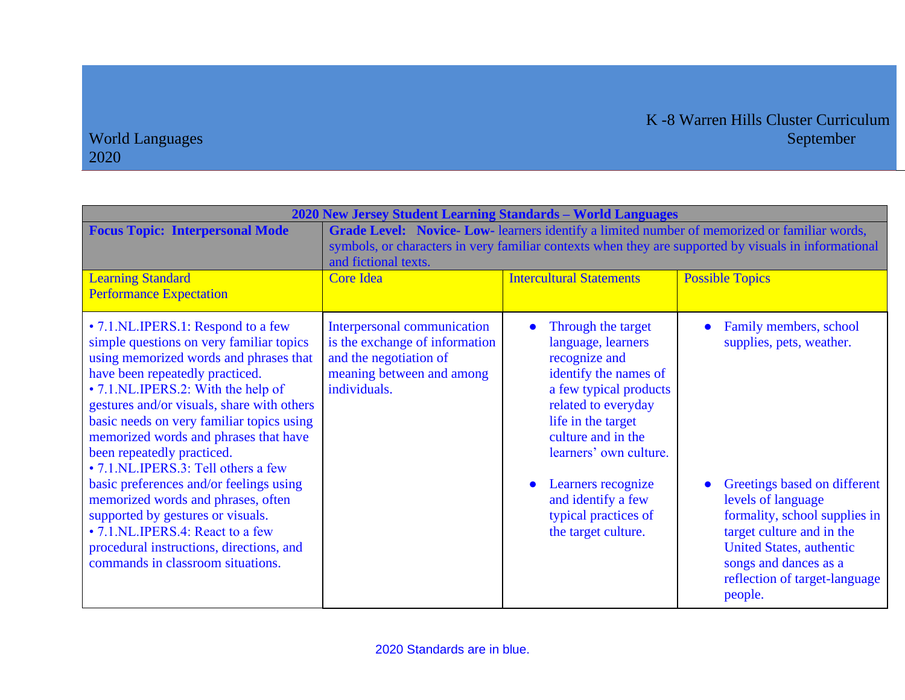World Languages
2020

K -8 Warren Hills Cluster Curriculum
September

| 2020 New Jersey Student Learning Standards – World Languages | | | |
|---|---|---|---|
| **Focus Topic: Interpersonal Mode** | **Grade Level: Novice- Low-** learners identify a limited number of memorized or familiar words, symbols, or characters in very familiar contexts when they are supported by visuals in informational and fictional texts. | | |
| Learning Standard<br>Performance Expectation | Core Idea | Intercultural Statements | Possible Topics |
| • 7.1.NL.IPERS.1: Respond to a few simple questions on very familiar topics using memorized words and phrases that have been repeatedly practiced.<br>• 7.1.NL.IPERS.2: With the help of gestures and/or visuals, share with others basic needs on very familiar topics using memorized words and phrases that have been repeatedly practiced.<br>• 7.1.NL.IPERS.3: Tell others a few basic preferences and/or feelings using memorized words and phrases, often supported by gestures or visuals.<br>• 7.1.NL.IPERS.4: React to a few procedural instructions, directions, and commands in classroom situations. | Interpersonal communication is the exchange of information and the negotiation of meaning between and among individuals. | • Through the target language, learners recognize and identify the names of a few typical products related to everyday life in the target culture and in the learners' own culture.<br><br>• Learners recognize and identify a few typical practices of the target culture. | • Family members, school supplies, pets, weather.<br><br>• Greetings based on different levels of language formality, school supplies in target culture and in the United States, authentic songs and dances as a reflection of target-language people. |

2020 Standards are in blue.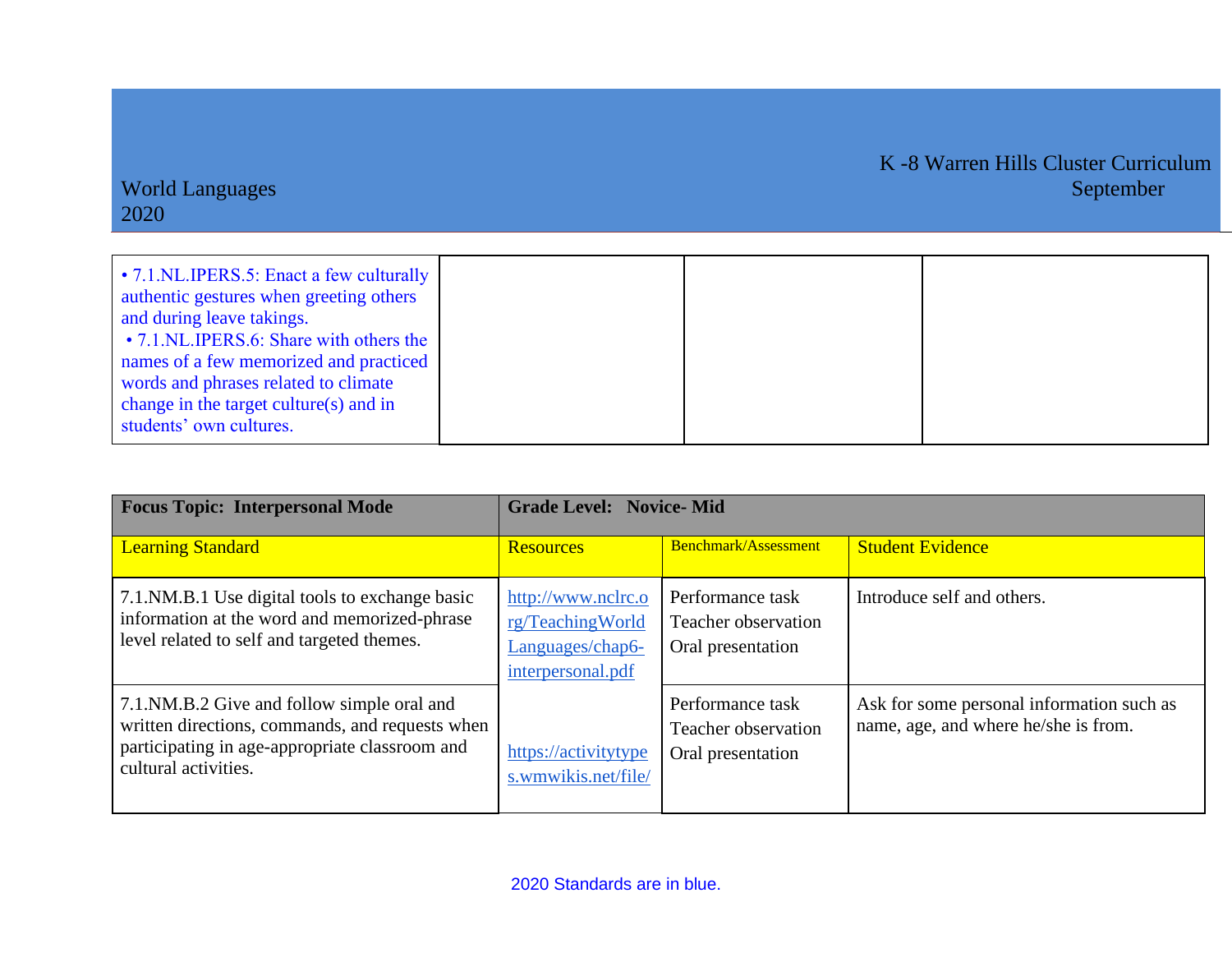| | | | |
|---|---|---|---|
| • 7.1.NL.IPERS.5: Enact a few culturally authentic gestures when greeting others and during leave takings.<br>• 7.1.NL.IPERS.6: Share with others the names of a few memorized and practiced words and phrases related to climate change in the target culture(s) and in students' own cultures. | | | |

| **Focus Topic: Interpersonal Mode** | **Grade Level: Novice- Mid** | | |
|---|---|---|---|
| Learning Standard | Resources | Benchmark/Assessment | Student Evidence |
| 7.1.NM.B.1 Use digital tools to exchange basic information at the word and memorized-phrase level related to self and targeted themes. | http://www.nclrc.org/TeachingWorldLanguages/chap6-interpersonal.pdf | Performance task<br>Teacher observation<br>Oral presentation | Introduce self and others. |
| 7.1.NM.B.2 Give and follow simple oral and written directions, commands, and requests when participating in age-appropriate classroom and cultural activities. | https://activitytypes.wmwikis.net/file/ | Performance task<br>Teacher observation<br>Oral presentation | Ask for some personal information such as name, age, and where he/she is from. |

2020 Standards are in blue.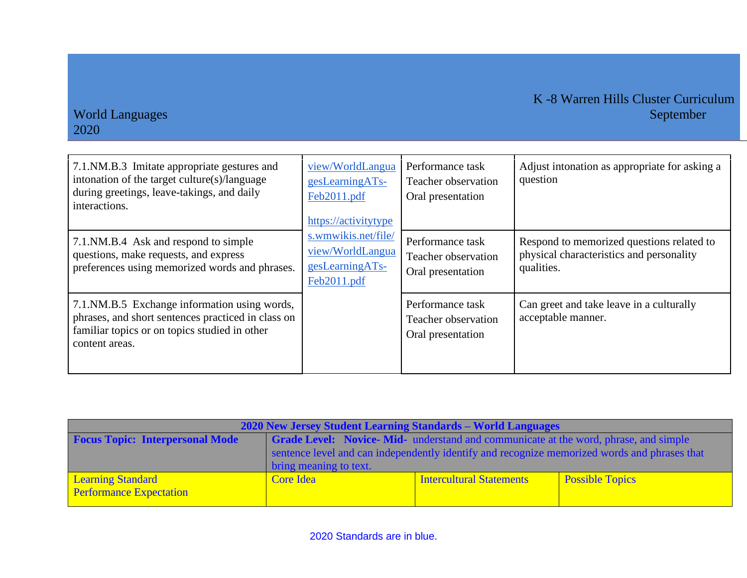| | | | |
|---|---|---|---|
| 7.1.NM.B.3 Imitate appropriate gestures and intonation of the target culture(s)/language during greetings, leave-takings, and daily interactions. | view/WorldLanguagesLearningATs-Feb2011.pdf<br><br>https://activitytypes.wmwikis.net/file/view/WorldLanguagesLearningATs-Feb2011.pdf | Performance task<br>Teacher observation<br>Oral presentation | Adjust intonation as appropriate for asking a question |
| 7.1.NM.B.4 Ask and respond to simple questions, make requests, and express preferences using memorized words and phrases. | | Performance task<br>Teacher observation<br>Oral presentation | Respond to memorized questions related to physical characteristics and personality qualities. |
| 7.1.NM.B.5 Exchange information using words, phrases, and short sentences practiced in class on familiar topics or on topics studied in other content areas. | | Performance task<br>Teacher observation<br>Oral presentation | Can greet and take leave in a culturally acceptable manner. |

| **2020 New Jersey Student Learning Standards – World Languages** | | | |
|---|---|---|---|
| **Focus Topic: Interpersonal Mode** | **Grade Level: Novice- Mid-** understand and communicate at the word, phrase, and simple sentence level and can independently identify and recognize memorized words and phrases that bring meaning to text. | | |
| Learning Standard<br>Performance Expectation | Core Idea | Intercultural Statements | Possible Topics |

2020 Standards are in blue.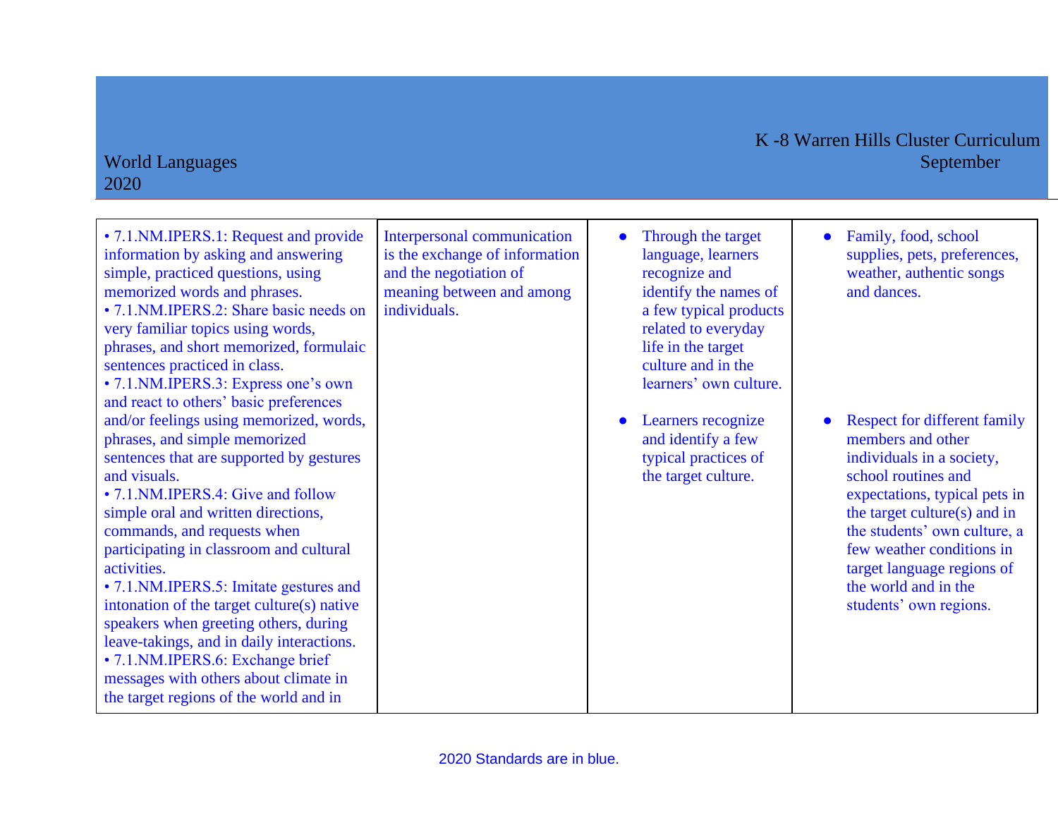| | | | |
|---|---|---|---|
| • 7.1.NM.IPERS.1: Request and provide information by asking and answering simple, practiced questions, using memorized words and phrases.<br>• 7.1.NM.IPERS.2: Share basic needs on very familiar topics using words, phrases, and short memorized, formulaic sentences practiced in class.<br>• 7.1.NM.IPERS.3: Express one's own and react to others' basic preferences and/or feelings using memorized, words, phrases, and simple memorized sentences that are supported by gestures and visuals.<br>• 7.1.NM.IPERS.4: Give and follow simple oral and written directions, commands, and requests when participating in classroom and cultural activities.<br>• 7.1.NM.IPERS.5: Imitate gestures and intonation of the target culture(s) native speakers when greeting others, during leave-takings, and in daily interactions.<br>• 7.1.NM.IPERS.6: Exchange brief messages with others about climate in the target regions of the world and in | Interpersonal communication is the exchange of information and the negotiation of meaning between and among individuals. | • Through the target language, learners recognize and identify the names of a few typical products related to everyday life in the target culture and in the learners' own culture.<br><br>• Learners recognize and identify a few typical practices of the target culture. | • Family, food, school supplies, pets, preferences, weather, authentic songs and dances.<br><br>• Respect for different family members and other individuals in a society, school routines and expectations, typical pets in the target culture(s) and in the students' own culture, a few weather conditions in target language regions of the world and in the students' own regions. |

2020 Standards are in blue.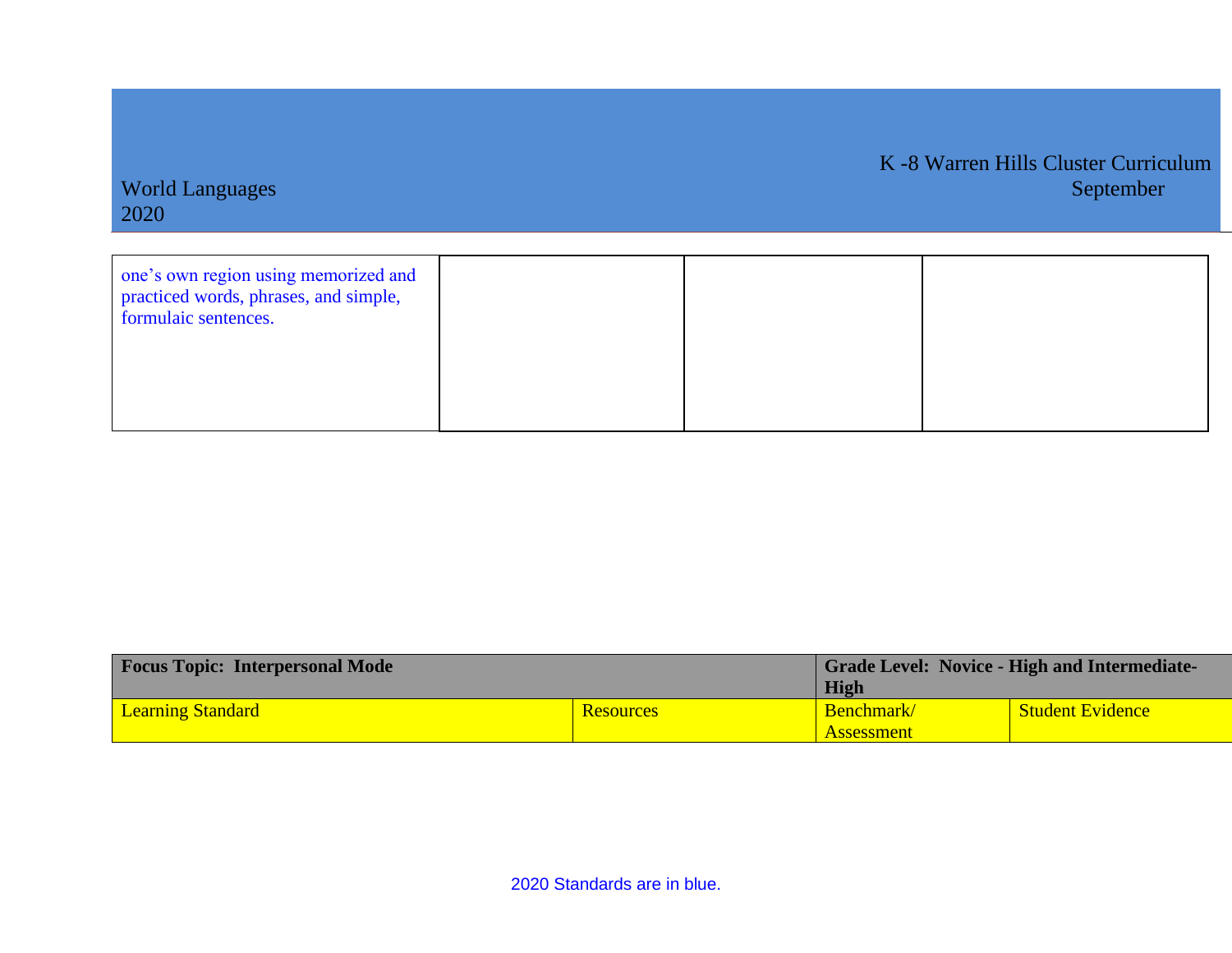| | | | |
|---|---|---|---|
| one's own region using memorized and practiced words, phrases, and simple, formulaic sentences. | | | |

| Focus Topic: Interpersonal Mode | | Grade Level: Novice - High and Intermediate-High | |
|---|---|---|---|
| Learning Standard | Resources | Benchmark/ Assessment | Student Evidence |

2020 Standards are in blue.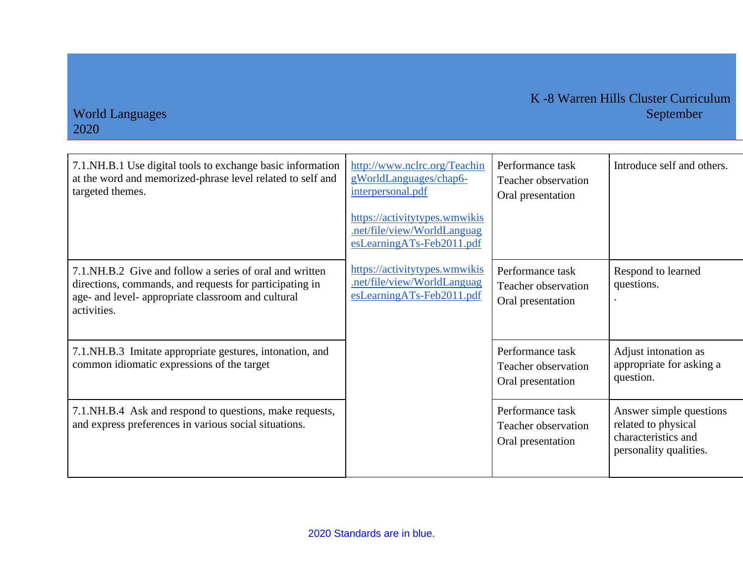| 7.1.NH.B.1 Use digital tools to exchange basic information at the word and memorized-phrase level related to self and targeted themes. | http://www.nclrc.org/TeachingWorldLanguages/chap6-interpersonal.pdf<br><br>https://activitytypes.wmwikis.net/file/view/WorldLanguagesLearningATs-Feb2011.pdf | Performance task<br>Teacher observation<br>Oral presentation | Introduce self and others. |
|---|---|---|---|
| 7.1.NH.B.2 Give and follow a series of oral and written directions, commands, and requests for participating in age- and level- appropriate classroom and cultural activities. | https://activitytypes.wmwikis.net/file/view/WorldLanguagesLearningATs-Feb2011.pdf | Performance task<br>Teacher observation<br>Oral presentation | Respond to learned questions.<br>. |
| 7.1.NH.B.3 Imitate appropriate gestures, intonation, and common idiomatic expressions of the target | | Performance task<br>Teacher observation<br>Oral presentation | Adjust intonation as appropriate for asking a question. |
| 7.1.NH.B.4 Ask and respond to questions, make requests, and express preferences in various social situations. | | Performance task<br>Teacher observation<br>Oral presentation | Answer simple questions related to physical characteristics and personality qualities. |

2020 Standards are in blue.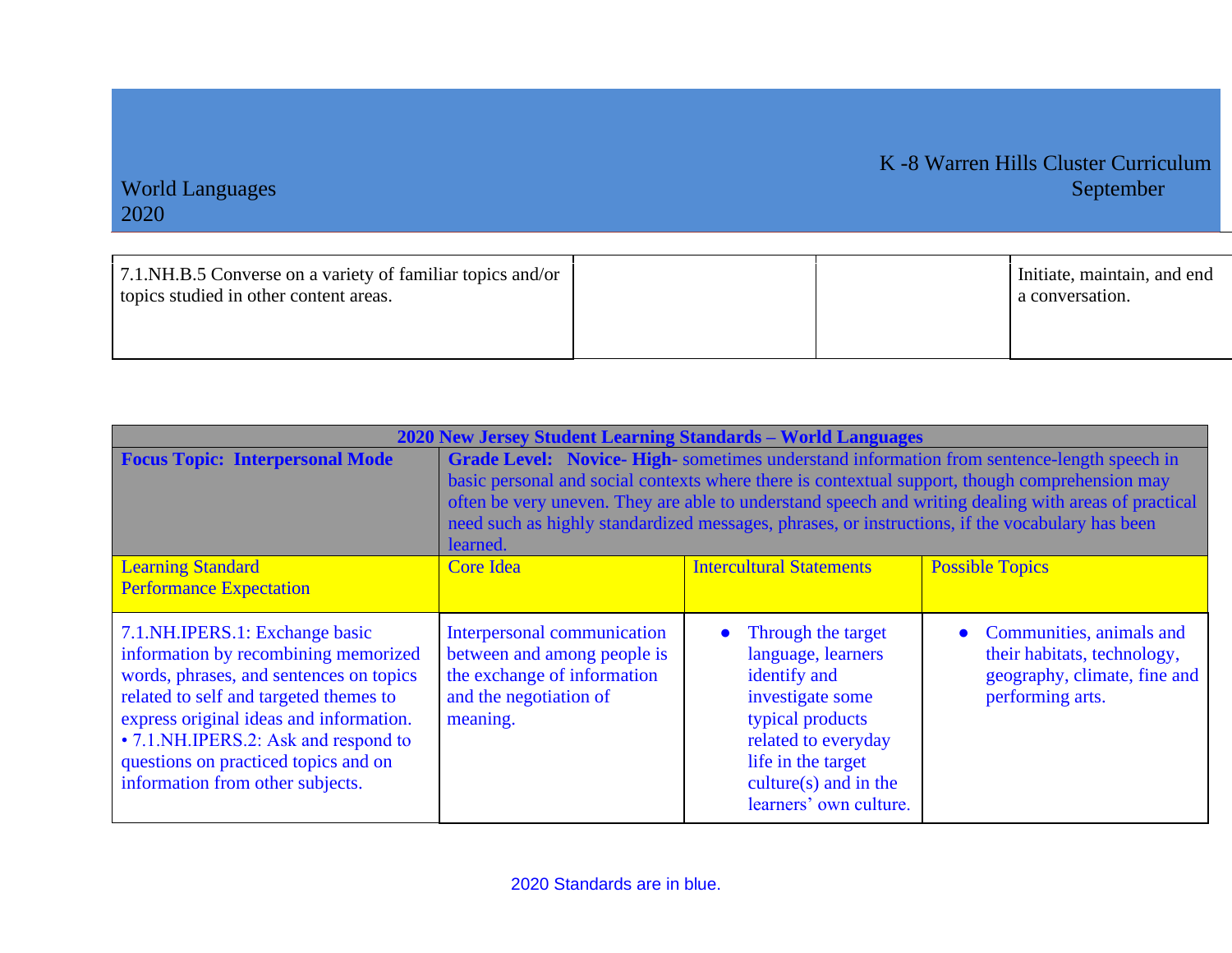| 7.1.NH.B.5 Converse on a variety of familiar topics and/or topics studied in other content areas. | | | Initiate, maintain, and end a conversation. |
|---|---|---|---|

| 2020 New Jersey Student Learning Standards – World Languages | | | |
|---|---|---|---|
| **Focus Topic: Interpersonal Mode** | **Grade Level: Novice- High-** sometimes understand information from sentence-length speech in basic personal and social contexts where there is contextual support, though comprehension may often be very uneven. They are able to understand speech and writing dealing with areas of practical need such as highly standardized messages, phrases, or instructions, if the vocabulary has been learned. | | |
| Learning Standard<br>Performance Expectation | Core Idea | Intercultural Statements | Possible Topics |
| 7.1.NH.IPERS.1: Exchange basic information by recombining memorized words, phrases, and sentences on topics related to self and targeted themes to express original ideas and information.<br>• 7.1.NH.IPERS.2: Ask and respond to questions on practiced topics and on information from other subjects. | Interpersonal communication between and among people is the exchange of information and the negotiation of meaning. | • Through the target language, learners identify and investigate some typical products related to everyday life in the target culture(s) and in the learners' own culture. | • Communities, animals and their habitats, technology, geography, climate, fine and performing arts. |

2020 Standards are in blue.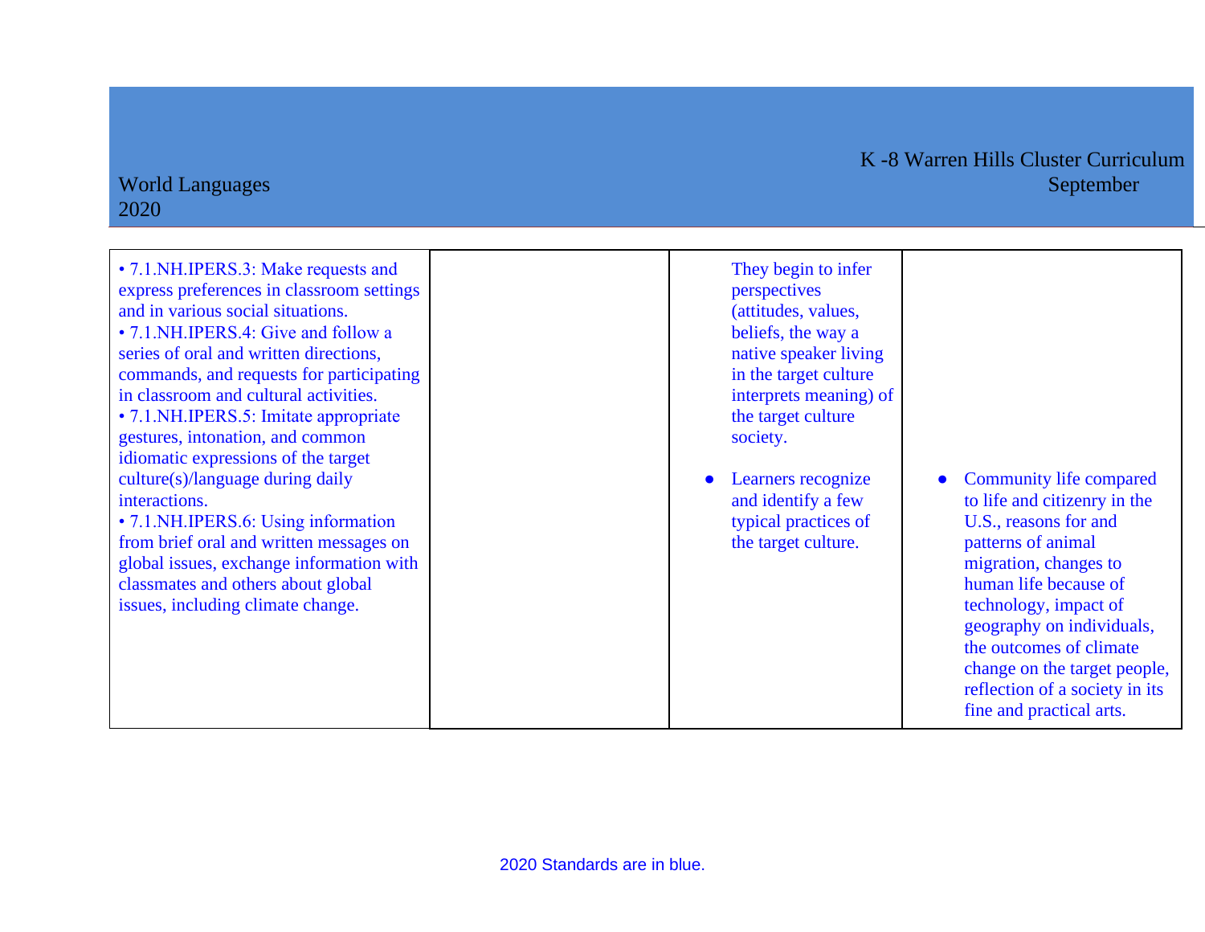| | | | |
|---|---|---|---|
| • 7.1.NH.IPERS.3: Make requests and express preferences in classroom settings and in various social situations.<br>• 7.1.NH.IPERS.4: Give and follow a series of oral and written directions, commands, and requests for participating in classroom and cultural activities.<br>• 7.1.NH.IPERS.5: Imitate appropriate gestures, intonation, and common idiomatic expressions of the target culture(s)/language during daily interactions.<br>• 7.1.NH.IPERS.6: Using information from brief oral and written messages on global issues, exchange information with classmates and others about global issues, including climate change. | | They begin to infer perspectives (attitudes, values, beliefs, the way a native speaker living in the target culture interprets meaning) of the target culture society.<br><br>• Learners recognize and identify a few typical practices of the target culture. | • Community life compared to life and citizenry in the U.S., reasons for and patterns of animal migration, changes to human life because of technology, impact of geography on individuals, the outcomes of climate change on the target people, reflection of a society in its fine and practical arts. |

2020 Standards are in blue.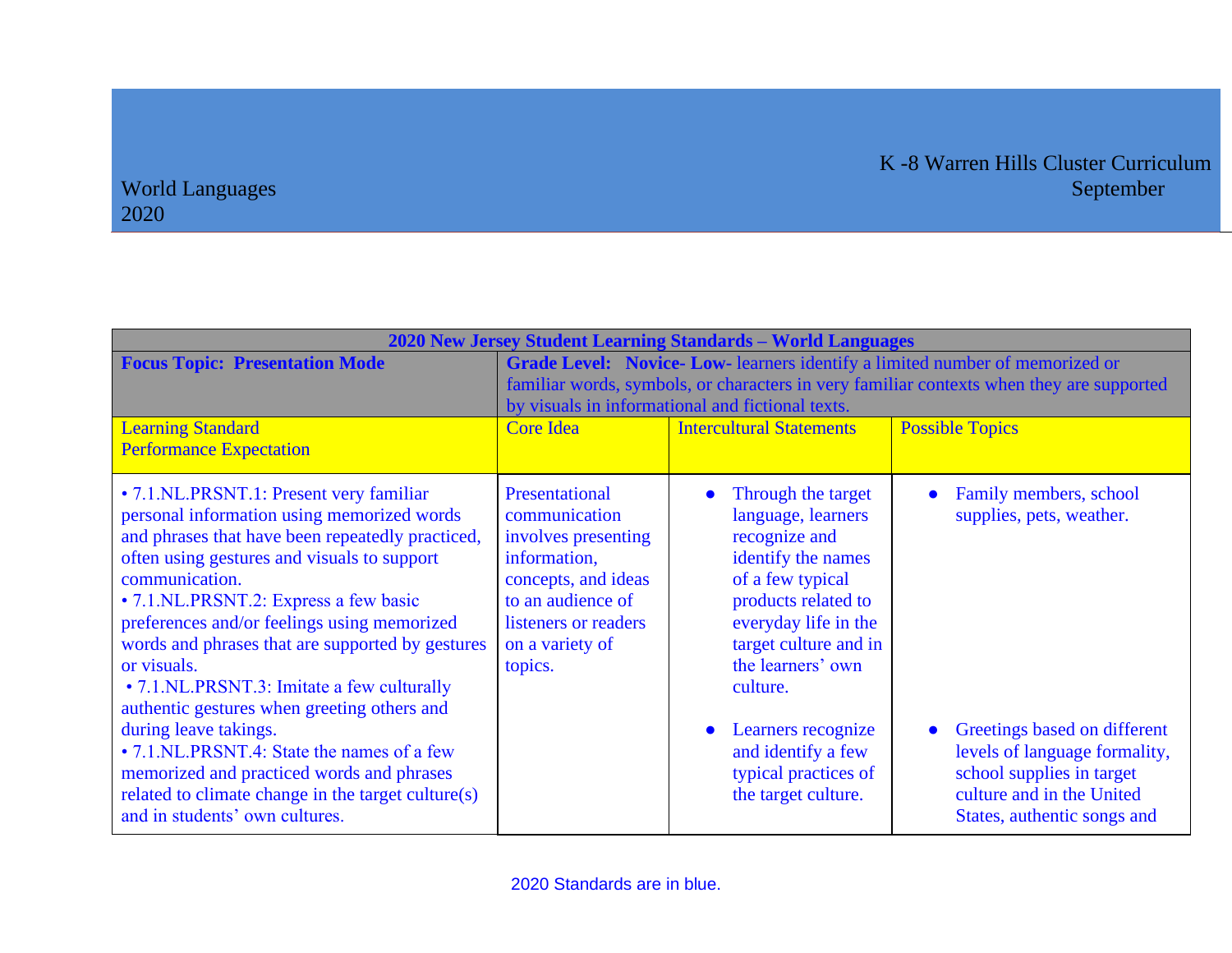World Languages
2020

K -8 Warren Hills Cluster Curriculum
September

| **2020 New Jersey Student Learning Standards – World Languages** | | | |
|---|---|---|---|
| **Focus Topic: Presentation Mode** | **Grade Level: Novice- Low-** learners identify a limited number of memorized or familiar words, symbols, or characters in very familiar contexts when they are supported by visuals in informational and fictional texts. | | |
| Learning Standard<br>Performance Expectation | Core Idea | Intercultural Statements | Possible Topics |
| • 7.1.NL.PRSNT.1: Present very familiar personal information using memorized words and phrases that have been repeatedly practiced, often using gestures and visuals to support communication.<br>• 7.1.NL.PRSNT.2: Express a few basic preferences and/or feelings using memorized words and phrases that are supported by gestures or visuals.<br>• 7.1.NL.PRSNT.3: Imitate a few culturally authentic gestures when greeting others and during leave takings.<br>• 7.1.NL.PRSNT.4: State the names of a few memorized and practiced words and phrases related to climate change in the target culture(s) and in students' own cultures. | Presentational communication involves presenting information, concepts, and ideas to an audience of listeners or readers on a variety of topics. | • Through the target language, learners recognize and identify the names of a few typical products related to everyday life in the target culture and in the learners' own culture.<br>• Learners recognize and identify a few typical practices of the target culture. | • Family members, school supplies, pets, weather.<br>• Greetings based on different levels of language formality, school supplies in target culture and in the United States, authentic songs and |

2020 Standards are in blue.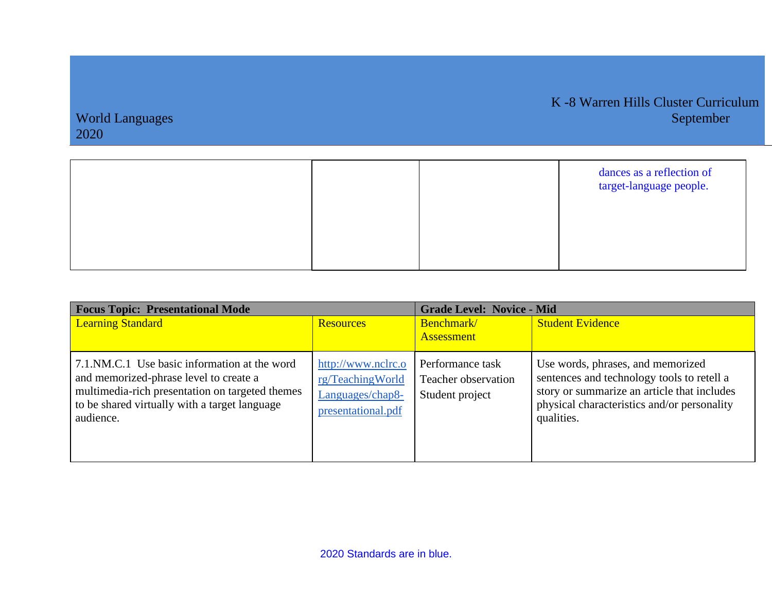| | | | dances as a reflection of target-language people. |
|---|---|---|---|

| **Focus Topic: Presentational Mode** | | **Grade Level: Novice - Mid** | |
|---|---|---|---|
| Learning Standard | Resources | Benchmark/ Assessment | Student Evidence |
| 7.1.NM.C.1 Use basic information at the word and memorized-phrase level to create a multimedia-rich presentation on targeted themes to be shared virtually with a target language audience. | http://www.nclrc.org/TeachingWorldLanguages/chap8-presentational.pdf | Performance task<br>Teacher observation<br>Student project | Use words, phrases, and memorized sentences and technology tools to retell a story or summarize an article that includes physical characteristics and/or personality qualities. |

2020 Standards are in blue.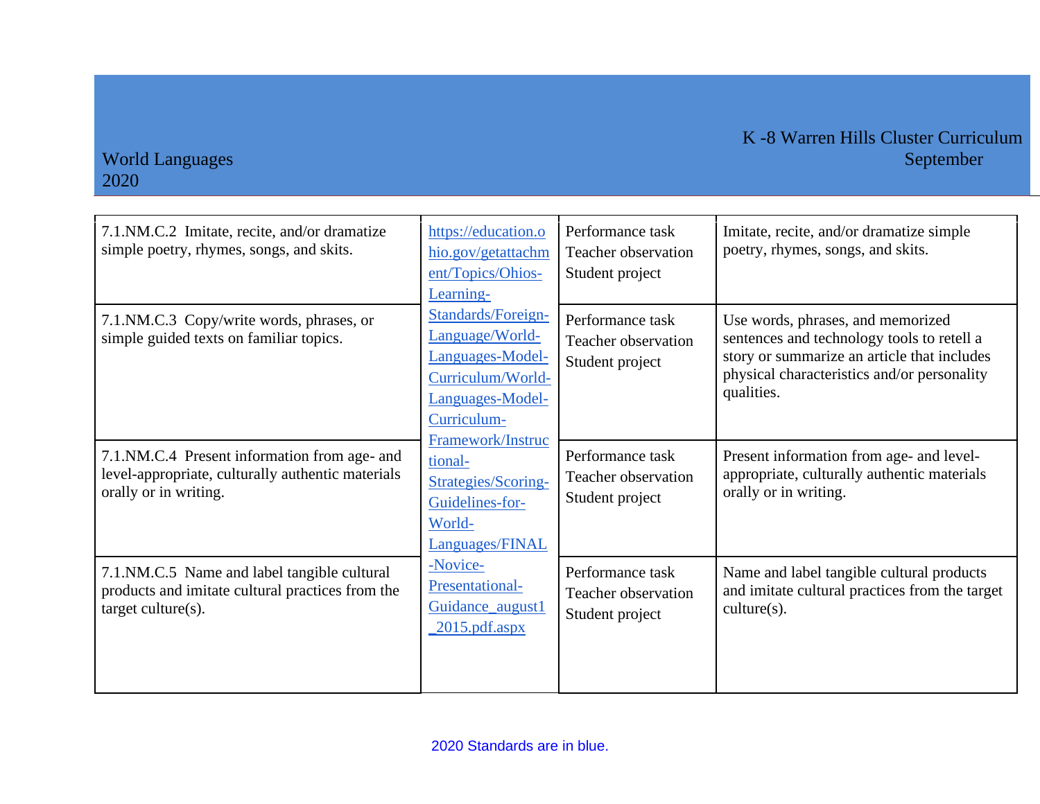| 7.1.NM.C.2 Imitate, recite, and/or dramatize simple poetry, rhymes, songs, and skits. | https://education.ohio.gov/getattachment/Topics/Ohios-Learning-Standards/Foreign-Language/World-Languages-Model-Curriculum/World-Languages-Model-Curriculum-Framework/Instructional-Strategies/Scoring-Guidelines-for-World-Languages/FINAL-Novice-Presentational-Guidance_august1_2015.pdf.aspx | Performance task<br>Teacher observation<br>Student project | Imitate, recite, and/or dramatize simple poetry, rhymes, songs, and skits. |
|---|---|---|---|
| 7.1.NM.C.3 Copy/write words, phrases, or simple guided texts on familiar topics. | | Performance task<br>Teacher observation<br>Student project | Use words, phrases, and memorized sentences and technology tools to retell a story or summarize an article that includes physical characteristics and/or personality qualities. |
| 7.1.NM.C.4 Present information from age- and level-appropriate, culturally authentic materials orally or in writing. | | Performance task<br>Teacher observation<br>Student project | Present information from age- and level-appropriate, culturally authentic materials orally or in writing. |
| 7.1.NM.C.5 Name and label tangible cultural products and imitate cultural practices from the target culture(s). | | Performance task<br>Teacher observation<br>Student project | Name and label tangible cultural products and imitate cultural practices from the target culture(s). |

2020 Standards are in blue.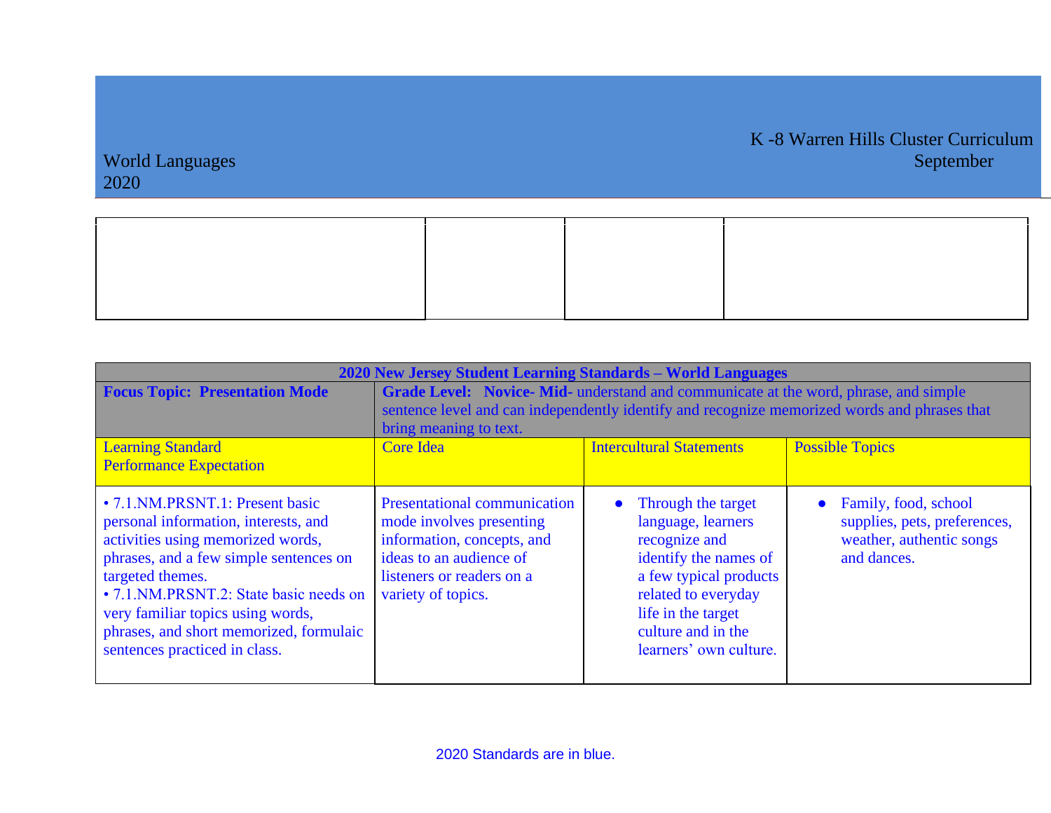World Languages
2020

K -8 Warren Hills Cluster Curriculum
September

| | | | |
|---|---|---|---|
| | | | |

| 2020 New Jersey Student Learning Standards – World Languages | | | |
|---|---|---|---|
| **Focus Topic: Presentation Mode** | **Grade Level: Novice- Mid-** understand and communicate at the word, phrase, and simple sentence level and can independently identify and recognize memorized words and phrases that bring meaning to text. | | |
| Learning Standard<br>Performance Expectation | Core Idea | Intercultural Statements | Possible Topics |
| • 7.1.NM.PRSNT.1: Present basic personal information, interests, and activities using memorized words, phrases, and a few simple sentences on targeted themes.<br>• 7.1.NM.PRSNT.2: State basic needs on very familiar topics using words, phrases, and short memorized, formulaic sentences practiced in class. | Presentational communication mode involves presenting information, concepts, and ideas to an audience of listeners or readers on a variety of topics. | • Through the target language, learners recognize and identify the names of a few typical products related to everyday life in the target culture and in the learners' own culture. | • Family, food, school supplies, pets, preferences, weather, authentic songs and dances. |

2020 Standards are in blue.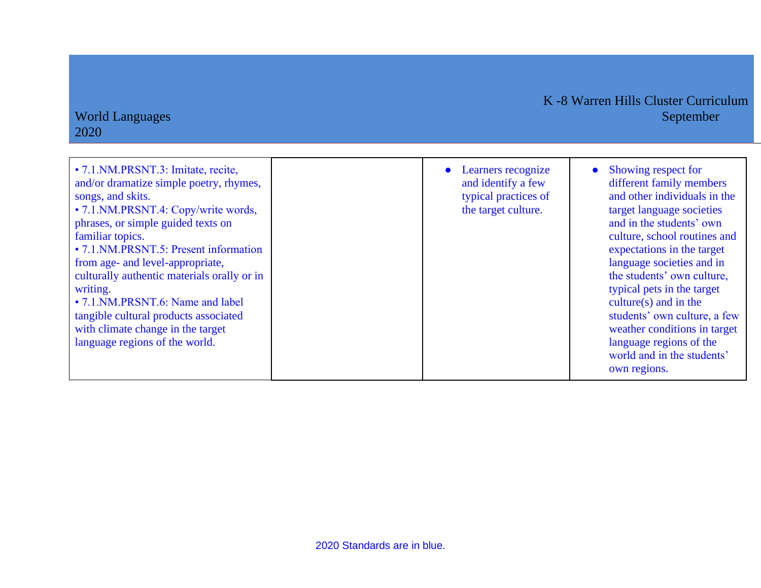| | | | |
|---|---|---|---|
| • 7.1.NM.PRSNT.3: Imitate, recite, and/or dramatize simple poetry, rhymes, songs, and skits.<br>• 7.1.NM.PRSNT.4: Copy/write words, phrases, or simple guided texts on familiar topics.<br>• 7.1.NM.PRSNT.5: Present information from age- and level-appropriate, culturally authentic materials orally or in writing.<br>• 7.1.NM.PRSNT.6: Name and label tangible cultural products associated with climate change in the target language regions of the world. | | ● Learners recognize and identify a few typical practices of the target culture. | ● Showing respect for different family members and other individuals in the target language societies and in the students' own culture, school routines and expectations in the target language societies and in the students' own culture, typical pets in the target culture(s) and in the students' own culture, a few weather conditions in target language regions of the world and in the students' own regions. |

2020 Standards are in blue.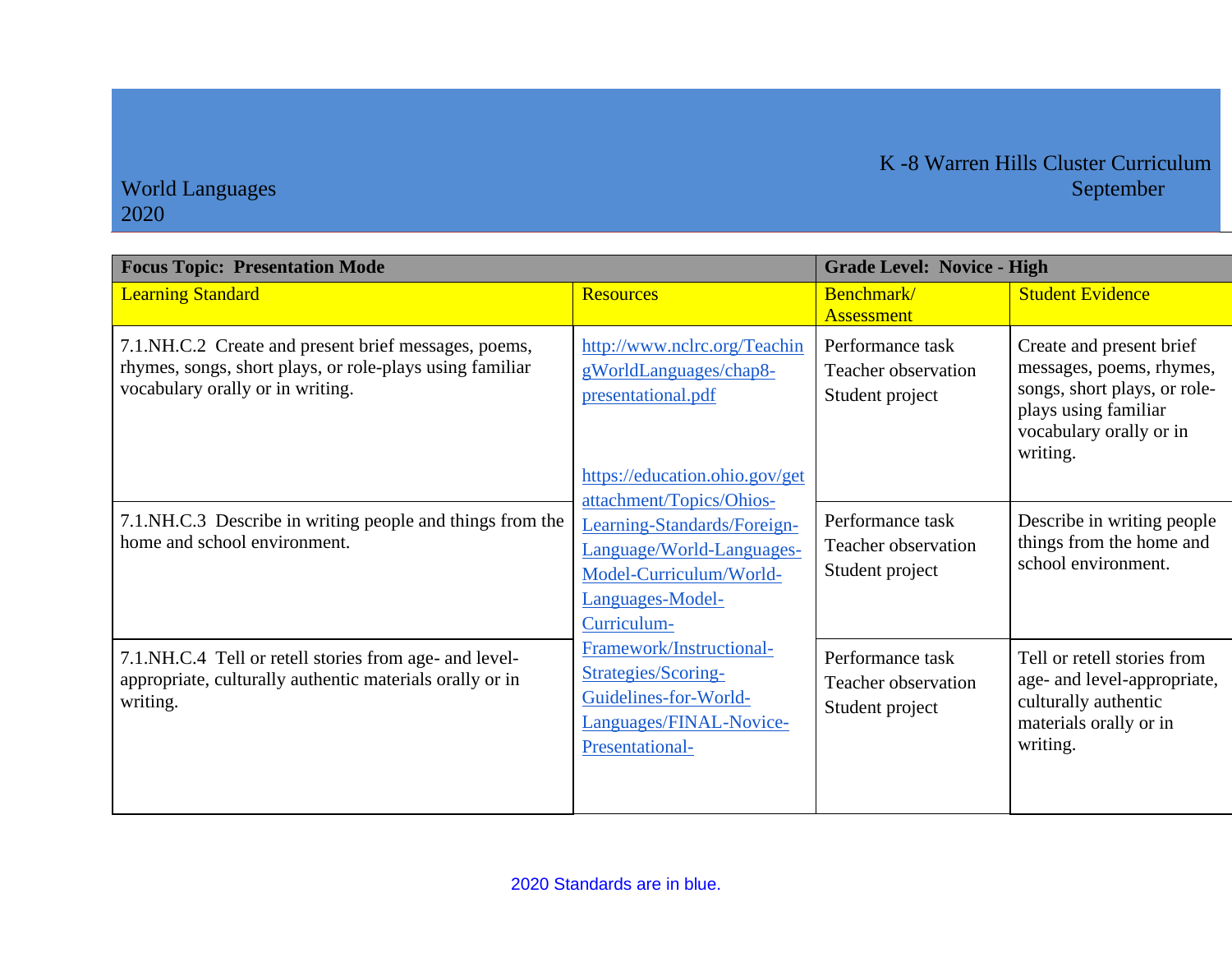World Languages
2020

K -8 Warren Hills Cluster Curriculum
September

| Focus Topic: Presentation Mode | | Grade Level: Novice - High | |
|---|---|---|---|
| Learning Standard | Resources | Benchmark/ Assessment | Student Evidence |
| 7.1.NH.C.2 Create and present brief messages, poems, rhymes, songs, short plays, or role-plays using familiar vocabulary orally or in writing. | http://www.nclrc.org/TeachingWorldLanguages/chap8-presentational.pdf https://education.ohio.gov/getattachment/Topics/Ohios-Learning-Standards/Foreign-Language/World-Languages-Model-Curriculum/World-Languages-Model-Curriculum-Framework/Instructional-Strategies/Scoring-Guidelines-for-World-Languages/FINAL-Novice-Presentational- | Performance task Teacher observation Student project | Create and present brief messages, poems, rhymes, songs, short plays, or role-plays using familiar vocabulary orally or in writing. |
| 7.1.NH.C.3 Describe in writing people and things from the home and school environment. | | Performance task Teacher observation Student project | Describe in writing people things from the home and school environment. |
| 7.1.NH.C.4 Tell or retell stories from age- and level-appropriate, culturally authentic materials orally or in writing. | | Performance task Teacher observation Student project | Tell or retell stories from age- and level-appropriate, culturally authentic materials orally or in writing. |

2020 Standards are in blue.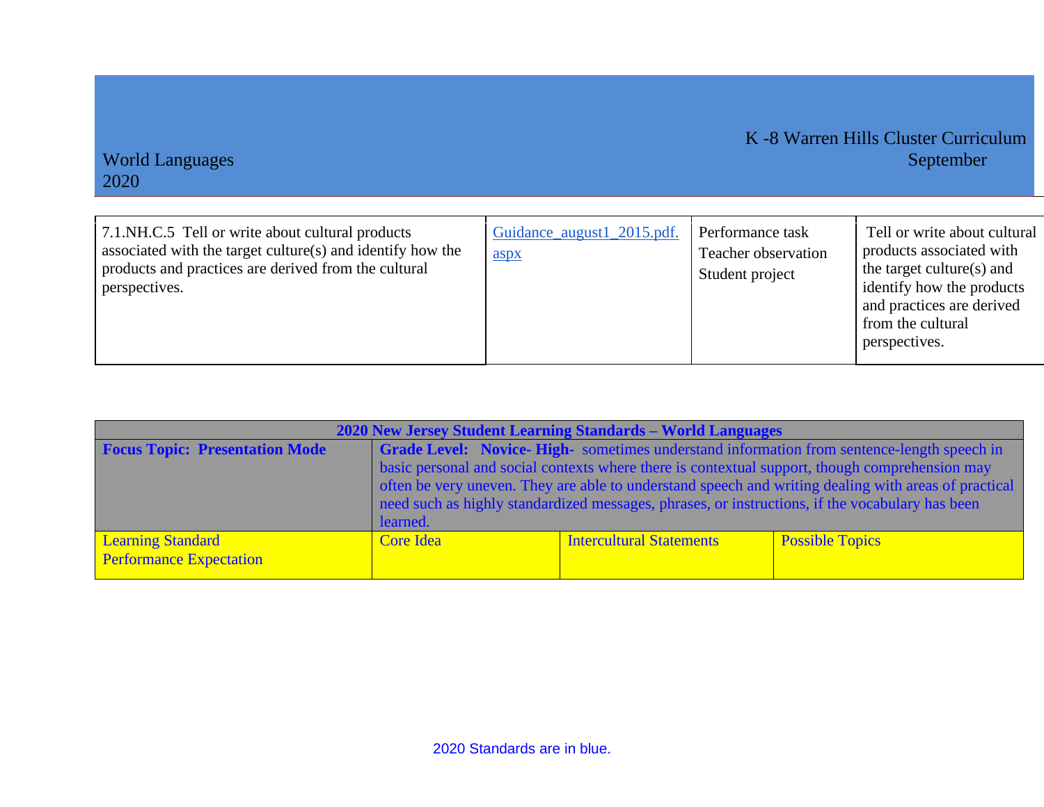| 7.1.NH.C.5 Tell or write about cultural products associated with the target culture(s) and identify how the products and practices are derived from the cultural perspectives. | Guidance_august1_2015.pdf.aspx | Performance task<br>Teacher observation<br>Student project | Tell or write about cultural products associated with the target culture(s) and identify how the products and practices are derived from the cultural perspectives. |
|---|---|---|---|

| 2020 New Jersey Student Learning Standards – World Languages | | | |
|---|---|---|---|
| **Focus Topic: Presentation Mode** | **Grade Level: Novice- High-** sometimes understand information from sentence-length speech in basic personal and social contexts where there is contextual support, though comprehension may often be very uneven. They are able to understand speech and writing dealing with areas of practical need such as highly standardized messages, phrases, or instructions, if the vocabulary has been learned. | | |
| Learning Standard<br>Performance Expectation | Core Idea | Intercultural Statements | Possible Topics |

2020 Standards are in blue.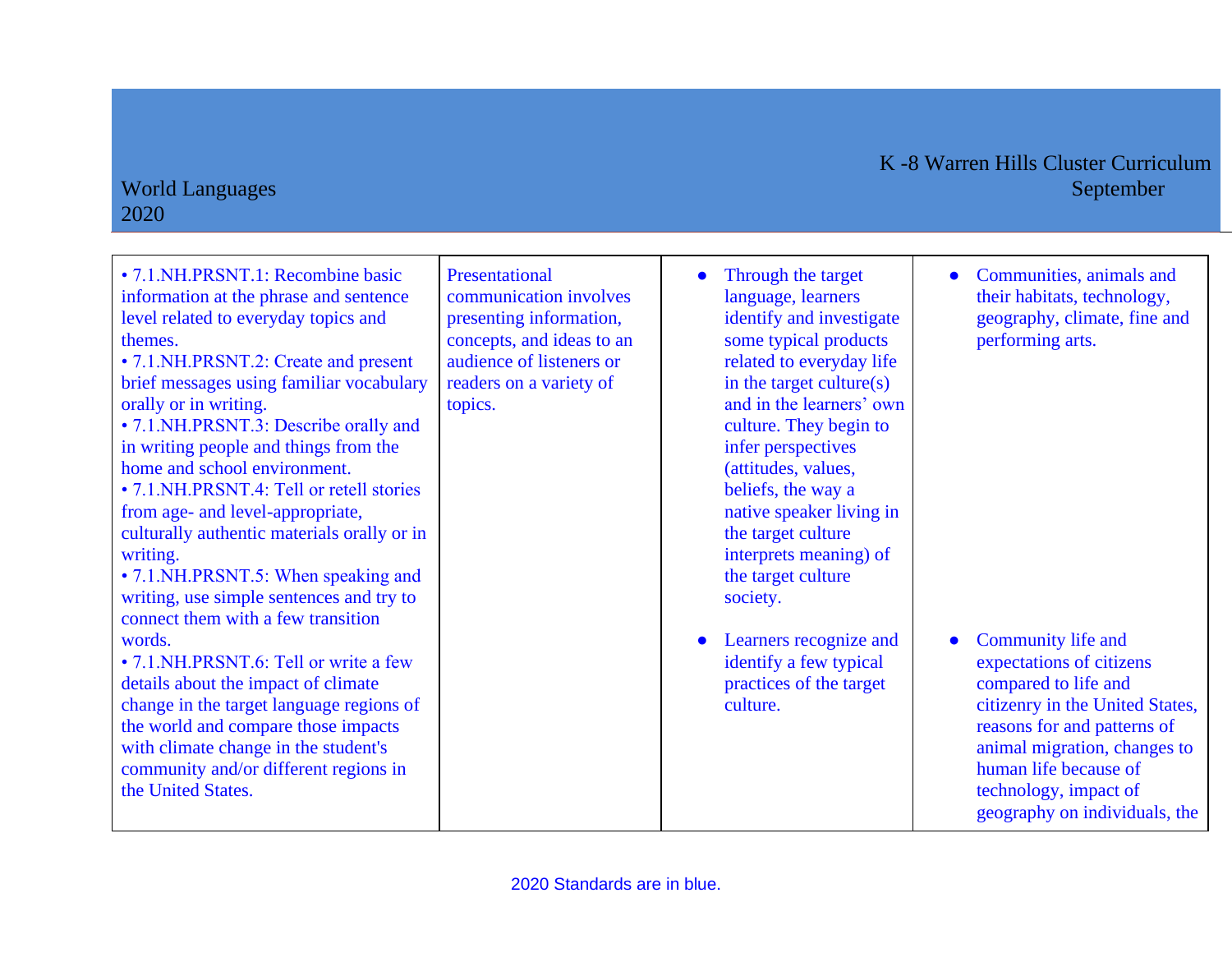| • 7.1.NH.PRSNT.1: Recombine basic information at the phrase and sentence level related to everyday topics and themes.<br>• 7.1.NH.PRSNT.2: Create and present brief messages using familiar vocabulary orally or in writing.<br>• 7.1.NH.PRSNT.3: Describe orally and in writing people and things from the home and school environment.<br>• 7.1.NH.PRSNT.4: Tell or retell stories from age- and level-appropriate, culturally authentic materials orally or in writing.<br>• 7.1.NH.PRSNT.5: When speaking and writing, use simple sentences and try to connect them with a few transition words.<br>• 7.1.NH.PRSNT.6: Tell or write a few details about the impact of climate change in the target language regions of the world and compare those impacts with climate change in the student's community and/or different regions in the United States. | Presentational communication involves presenting information, concepts, and ideas to an audience of listeners or readers on a variety of topics. | • Through the target language, learners identify and investigate some typical products related to everyday life in the target culture(s) and in the learners' own culture. They begin to infer perspectives (attitudes, values, beliefs, the way a native speaker living in the target culture interprets meaning) of the target culture society.<br><br>• Learners recognize and identify a few typical practices of the target culture. | • Communities, animals and their habitats, technology, geography, climate, fine and performing arts.<br><br>• Community life and expectations of citizens compared to life and citizenry in the United States, reasons for and patterns of animal migration, changes to human life because of technology, impact of geography on individuals, the |
|---|---|---|---|

2020 Standards are in blue.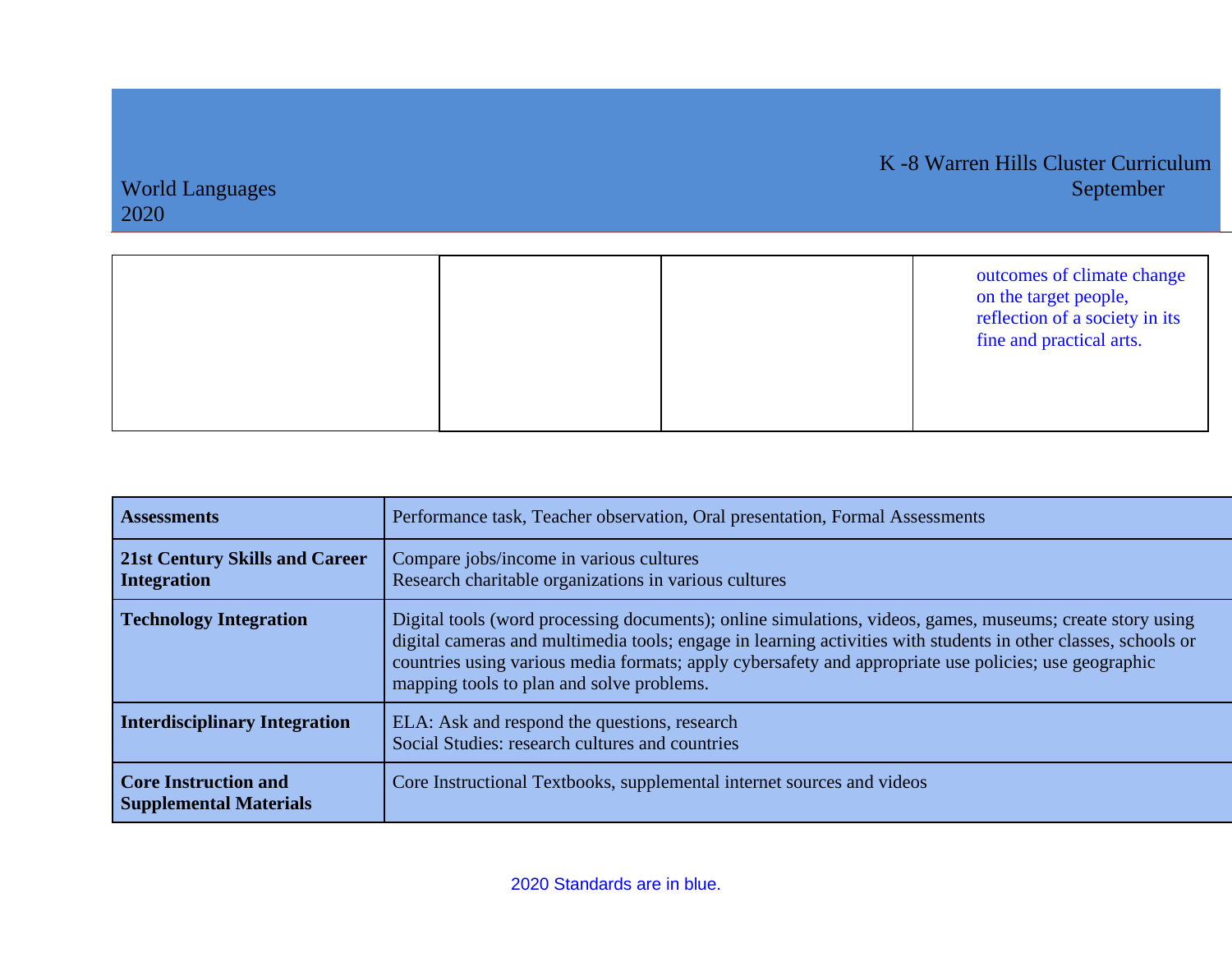| | | | |
|---|---|---|---|
| | | | outcomes of climate change on the target people, reflection of a society in its fine and practical arts. |

| | |
|---|---|
| **Assessments** | Performance task, Teacher observation, Oral presentation, Formal Assessments |
| **21st Century Skills and Career Integration** | Compare jobs/income in various cultures<br>Research charitable organizations in various cultures |
| **Technology Integration** | Digital tools (word processing documents); online simulations, videos, games, museums; create story using digital cameras and multimedia tools; engage in learning activities with students in other classes, schools or countries using various media formats; apply cybersafety and appropriate use policies; use geographic mapping tools to plan and solve problems. |
| **Interdisciplinary Integration** | ELA: Ask and respond the questions, research<br>Social Studies: research cultures and countries |
| **Core Instruction and Supplemental Materials** | Core Instructional Textbooks, supplemental internet sources and videos |

2020 Standards are in blue.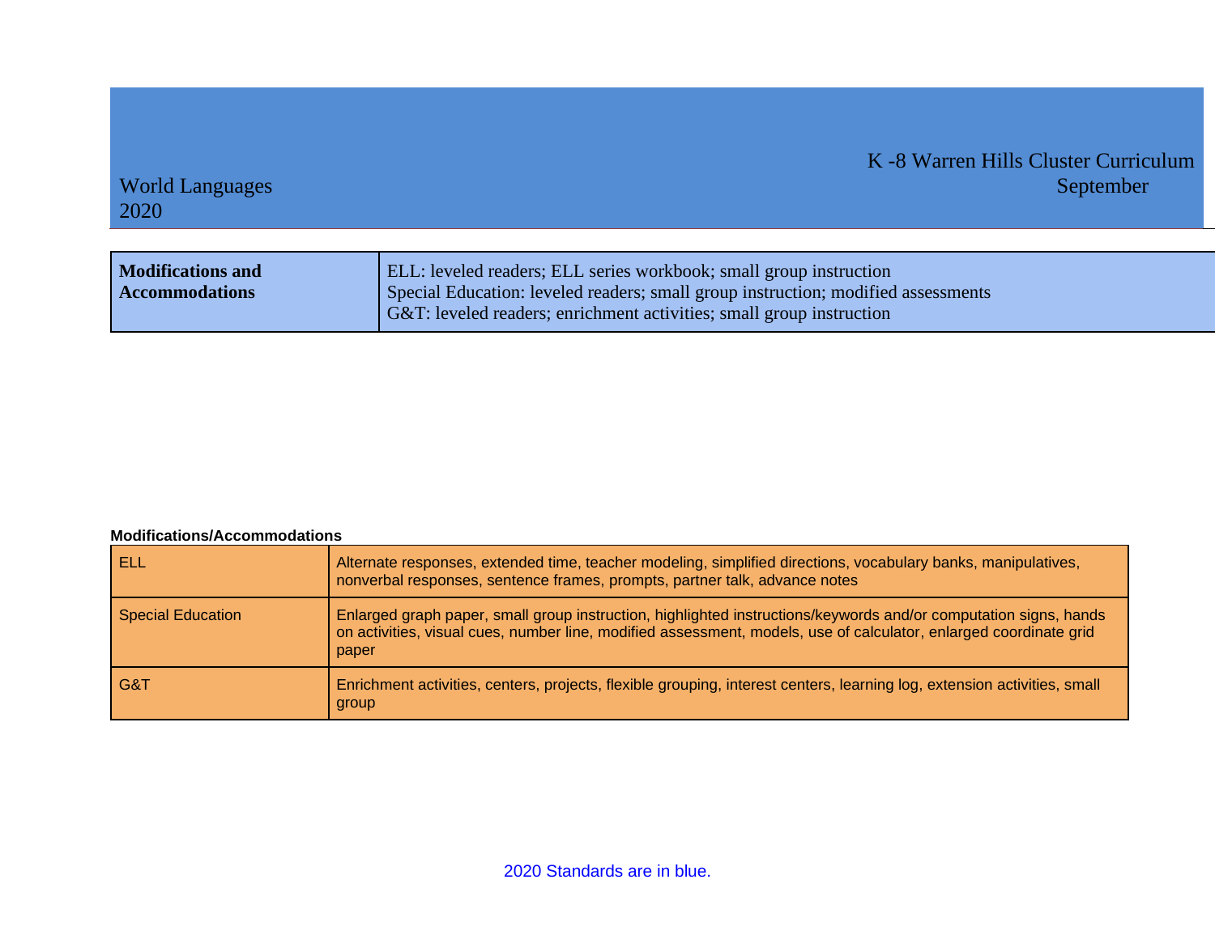World Languages
2020

K -8 Warren Hills Cluster Curriculum
September

| **Modifications and Accommodations** | ELL: leveled readers; ELL series workbook; small group instruction<br>Special Education: leveled readers; small group instruction; modified assessments<br>G&T: leveled readers; enrichment activities; small group instruction |
|---|---|

**Modifications/Accommodations**

| ELL | Alternate responses, extended time, teacher modeling, simplified directions, vocabulary banks, manipulatives, nonverbal responses, sentence frames, prompts, partner talk, advance notes |
|---|---|
| Special Education | Enlarged graph paper, small group instruction, highlighted instructions/keywords and/or computation signs, hands on activities, visual cues, number line, modified assessment, models, use of calculator, enlarged coordinate grid paper |
| G&T | Enrichment activities, centers, projects, flexible grouping, interest centers, learning log, extension activities, small group |

2020 Standards are in blue.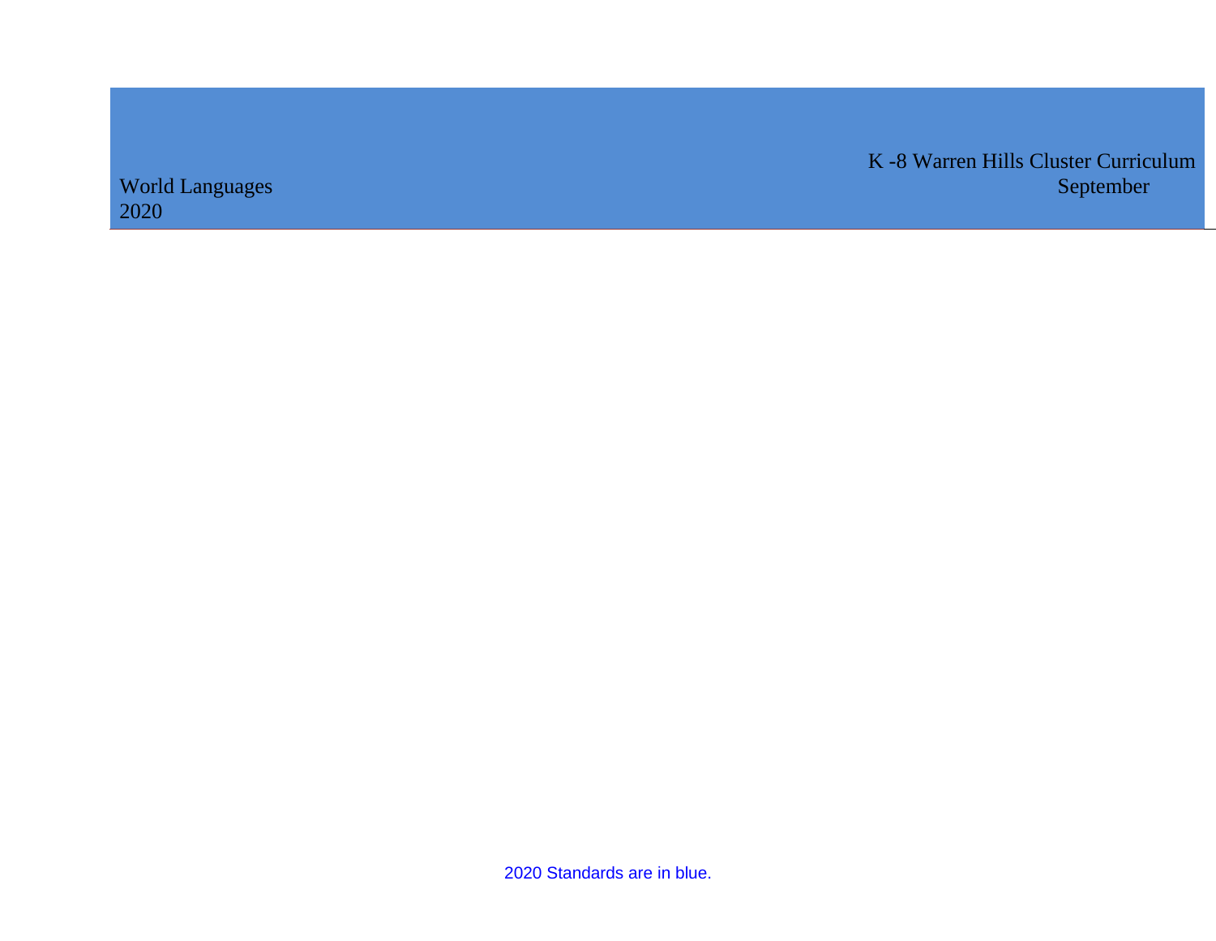World Languages
2020

K -8 Warren Hills Cluster Curriculum
September

2020 Standards are in blue.